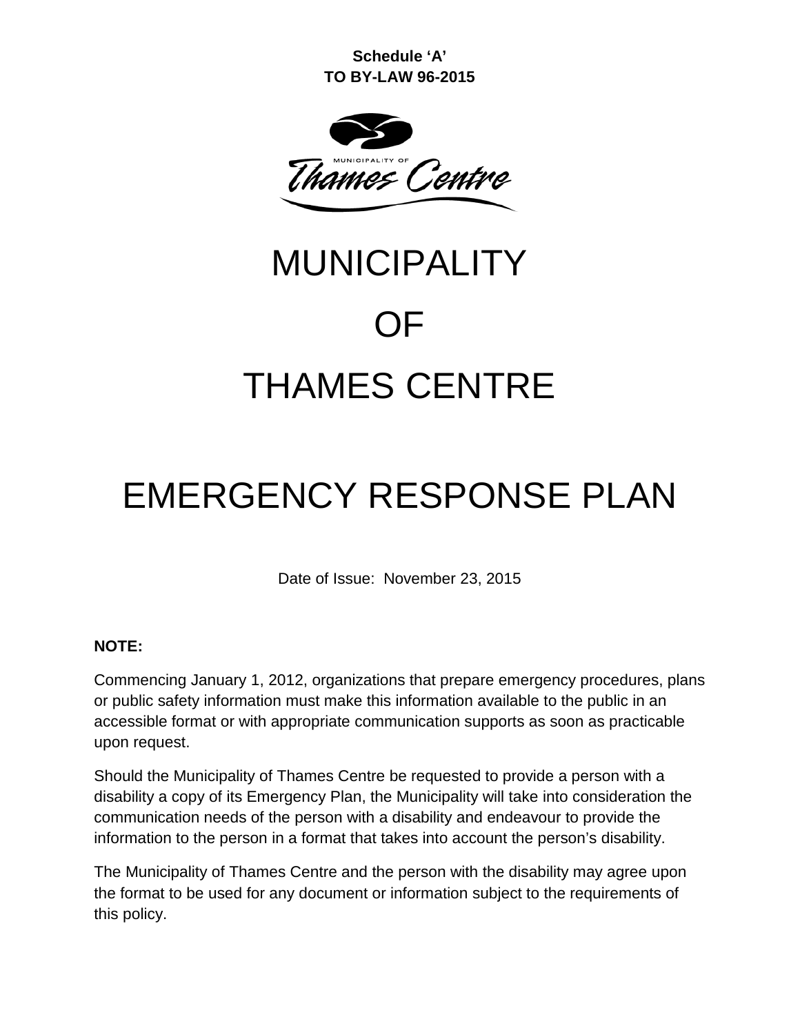**Schedule 'A'**
**TO BY-LAW 96-2015**

# MUNICIPALITY OF THAMES CENTRE

# EMERGENCY RESPONSE PLAN

Date of Issue: November 23, 2015

**NOTE:**

Commencing January 1, 2012, organizations that prepare emergency procedures, plans or public safety information must make this information available to the public in an accessible format or with appropriate communication supports as soon as practicable upon request.

Should the Municipality of Thames Centre be requested to provide a person with a disability a copy of its Emergency Plan, the Municipality will take into consideration the communication needs of the person with a disability and endeavour to provide the information to the person in a format that takes into account the person's disability.

The Municipality of Thames Centre and the person with the disability may agree upon the format to be used for any document or information subject to the requirements of this policy.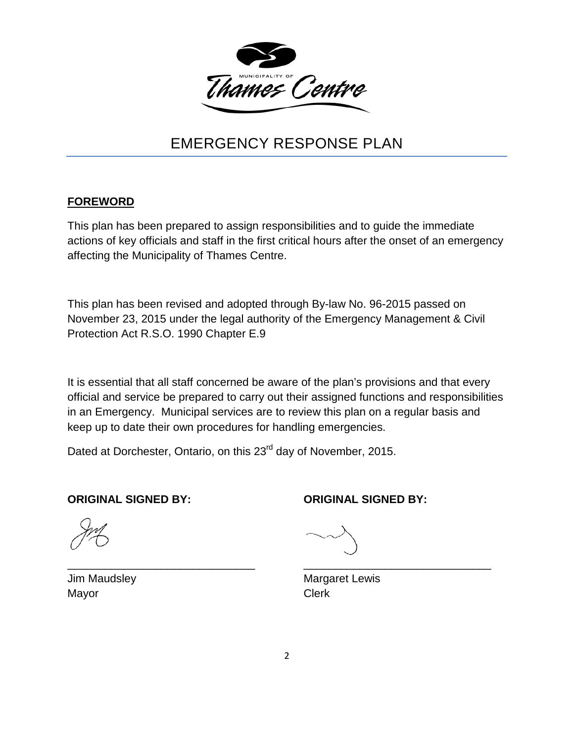MUNICIPALITY OF Thames Centre

# EMERGENCY RESPONSE PLAN

## FOREWORD

This plan has been prepared to assign responsibilities and to guide the immediate actions of key officials and staff in the first critical hours after the onset of an emergency affecting the Municipality of Thames Centre.

This plan has been revised and adopted through By-law No. 96-2015 passed on November 23, 2015 under the legal authority of the Emergency Management & Civil Protection Act R.S.O. 1990 Chapter E.9

It is essential that all staff concerned be aware of the plan's provisions and that every official and service be prepared to carry out their assigned functions and responsibilities in an Emergency. Municipal services are to review this plan on a regular basis and keep up to date their own procedures for handling emergencies.

Dated at Dorchester, Ontario, on this 23rd day of November, 2015.

**ORIGINAL SIGNED BY:**

______________________________

Jim Maudsley
Mayor

**ORIGINAL SIGNED BY:**

______________________________

Margaret Lewis
Clerk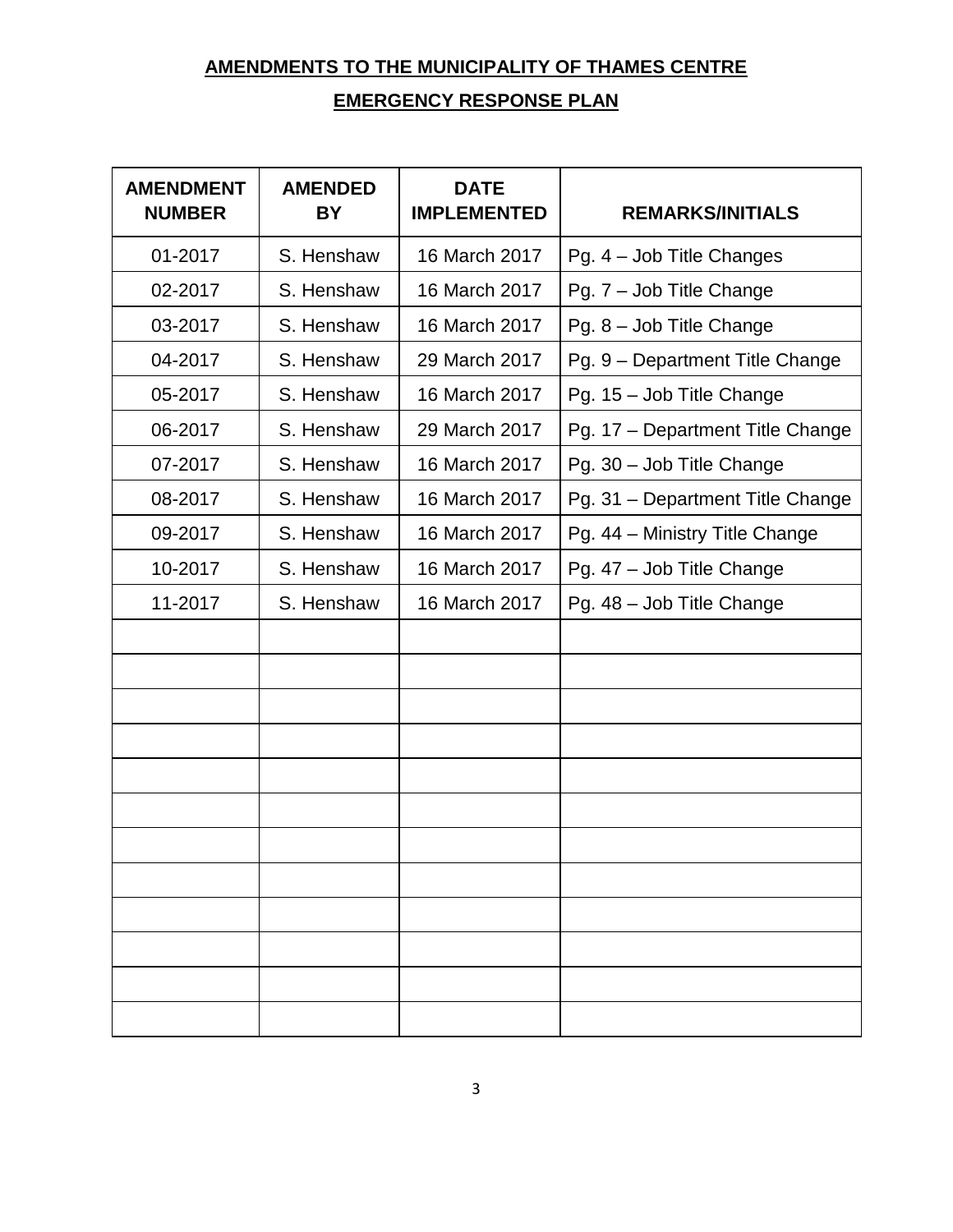## AMENDMENTS TO THE MUNICIPALITY OF THAMES CENTRE

## EMERGENCY RESPONSE PLAN

| AMENDMENT NUMBER | AMENDED BY | DATE IMPLEMENTED | REMARKS/INITIALS |
|---|---|---|---|
| 01-2017 | S. Henshaw | 16 March 2017 | Pg. 4 – Job Title Changes |
| 02-2017 | S. Henshaw | 16 March 2017 | Pg. 7 – Job Title Change |
| 03-2017 | S. Henshaw | 16 March 2017 | Pg. 8 – Job Title Change |
| 04-2017 | S. Henshaw | 29 March 2017 | Pg. 9 – Department Title Change |
| 05-2017 | S. Henshaw | 16 March 2017 | Pg. 15 – Job Title Change |
| 06-2017 | S. Henshaw | 29 March 2017 | Pg. 17 – Department Title Change |
| 07-2017 | S. Henshaw | 16 March 2017 | Pg. 30 – Job Title Change |
| 08-2017 | S. Henshaw | 16 March 2017 | Pg. 31 – Department Title Change |
| 09-2017 | S. Henshaw | 16 March 2017 | Pg. 44 – Ministry Title Change |
| 10-2017 | S. Henshaw | 16 March 2017 | Pg. 47 – Job Title Change |
| 11-2017 | S. Henshaw | 16 March 2017 | Pg. 48 – Job Title Change |
| | | | |
| | | | |
| | | | |
| | | | |
| | | | |
| | | | |
| | | | |
| | | | |
| | | | |
| | | | |
| | | | |
| | | | |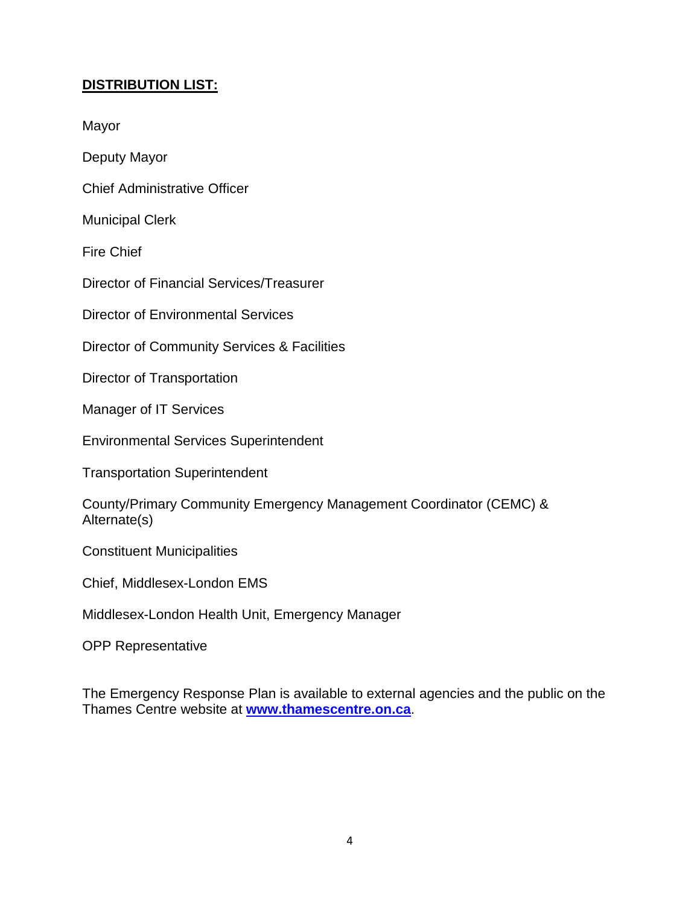## DISTRIBUTION LIST:

Mayor

Deputy Mayor

Chief Administrative Officer

Municipal Clerk

Fire Chief

Director of Financial Services/Treasurer

Director of Environmental Services

Director of Community Services & Facilities

Director of Transportation

Manager of IT Services

Environmental Services Superintendent

Transportation Superintendent

County/Primary Community Emergency Management Coordinator (CEMC) & Alternate(s)

Constituent Municipalities

Chief, Middlesex-London EMS

Middlesex-London Health Unit, Emergency Manager

OPP Representative

The Emergency Response Plan is available to external agencies and the public on the Thames Centre website at **www.thamescentre.on.ca**.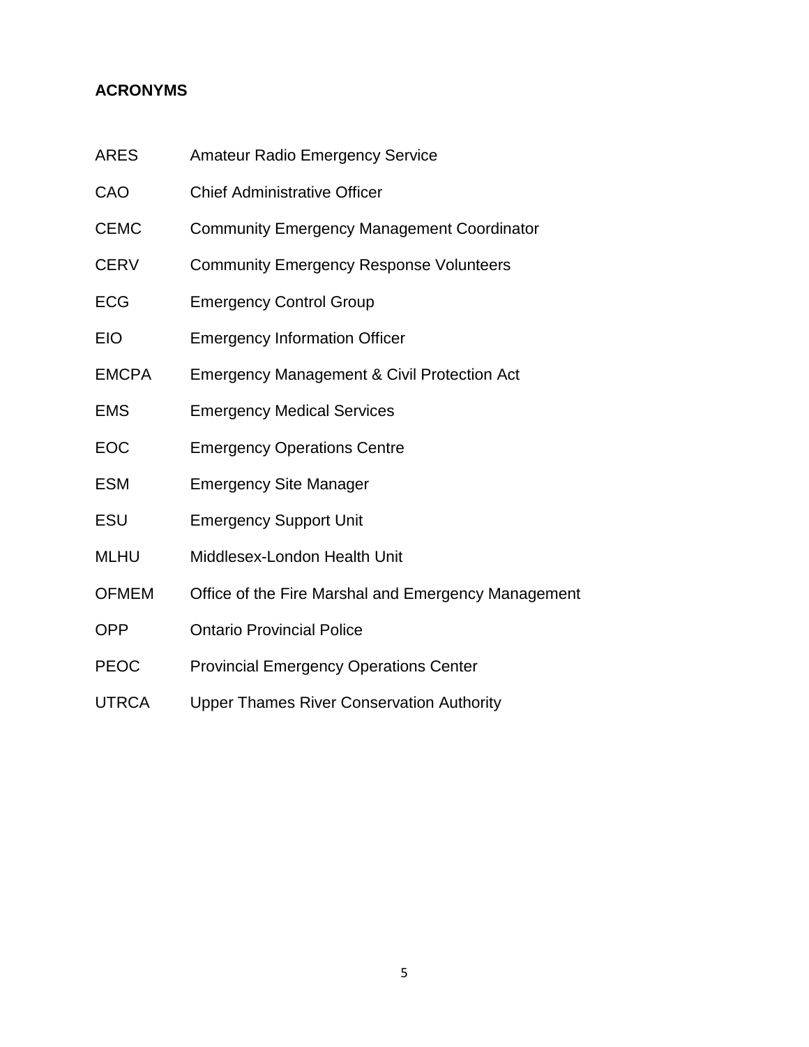**ACRONYMS**

| | |
|---|---|
| ARES | Amateur Radio Emergency Service |
| CAO | Chief Administrative Officer |
| CEMC | Community Emergency Management Coordinator |
| CERV | Community Emergency Response Volunteers |
| ECG | Emergency Control Group |
| EIO | Emergency Information Officer |
| EMCPA | Emergency Management & Civil Protection Act |
| EMS | Emergency Medical Services |
| EOC | Emergency Operations Centre |
| ESM | Emergency Site Manager |
| ESU | Emergency Support Unit |
| MLHU | Middlesex-London Health Unit |
| OFMEM | Office of the Fire Marshal and Emergency Management |
| OPP | Ontario Provincial Police |
| PEOC | Provincial Emergency Operations Center |
| UTRCA | Upper Thames River Conservation Authority |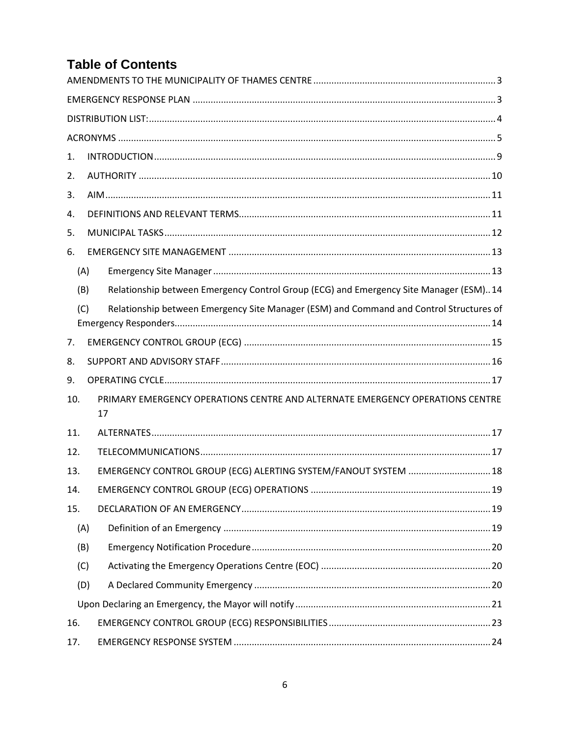# Table of Contents

AMENDMENTS TO THE MUNICIPALITY OF THAMES CENTRE ..... 3

EMERGENCY RESPONSE PLAN ..... 3

DISTRIBUTION LIST: ..... 4

ACRONYMS ..... 5

1. INTRODUCTION ..... 9

2. AUTHORITY ..... 10

3. AIM ..... 11

4. DEFINITIONS AND RELEVANT TERMS ..... 11

5. MUNICIPAL TASKS ..... 12

6. EMERGENCY SITE MANAGEMENT ..... 13

   (A) Emergency Site Manager ..... 13

   (B) Relationship between Emergency Control Group (ECG) and Emergency Site Manager (ESM) ..... 14

   (C) Relationship between Emergency Site Manager (ESM) and Command and Control Structures of Emergency Responders ..... 14

7. EMERGENCY CONTROL GROUP (ECG) ..... 15

8. SUPPORT AND ADVISORY STAFF ..... 16

9. OPERATING CYCLE ..... 17

10. PRIMARY EMERGENCY OPERATIONS CENTRE AND ALTERNATE EMERGENCY OPERATIONS CENTRE 17

11. ALTERNATES ..... 17

12. TELECOMMUNICATIONS ..... 17

13. EMERGENCY CONTROL GROUP (ECG) ALERTING SYSTEM/FANOUT SYSTEM ..... 18

14. EMERGENCY CONTROL GROUP (ECG) OPERATIONS ..... 19

15. DECLARATION OF AN EMERGENCY ..... 19

   (A) Definition of an Emergency ..... 19

   (B) Emergency Notification Procedure ..... 20

   (C) Activating the Emergency Operations Centre (EOC) ..... 20

   (D) A Declared Community Emergency ..... 20

   Upon Declaring an Emergency, the Mayor will notify ..... 21

16. EMERGENCY CONTROL GROUP (ECG) RESPONSIBILITIES ..... 23

17. EMERGENCY RESPONSE SYSTEM ..... 24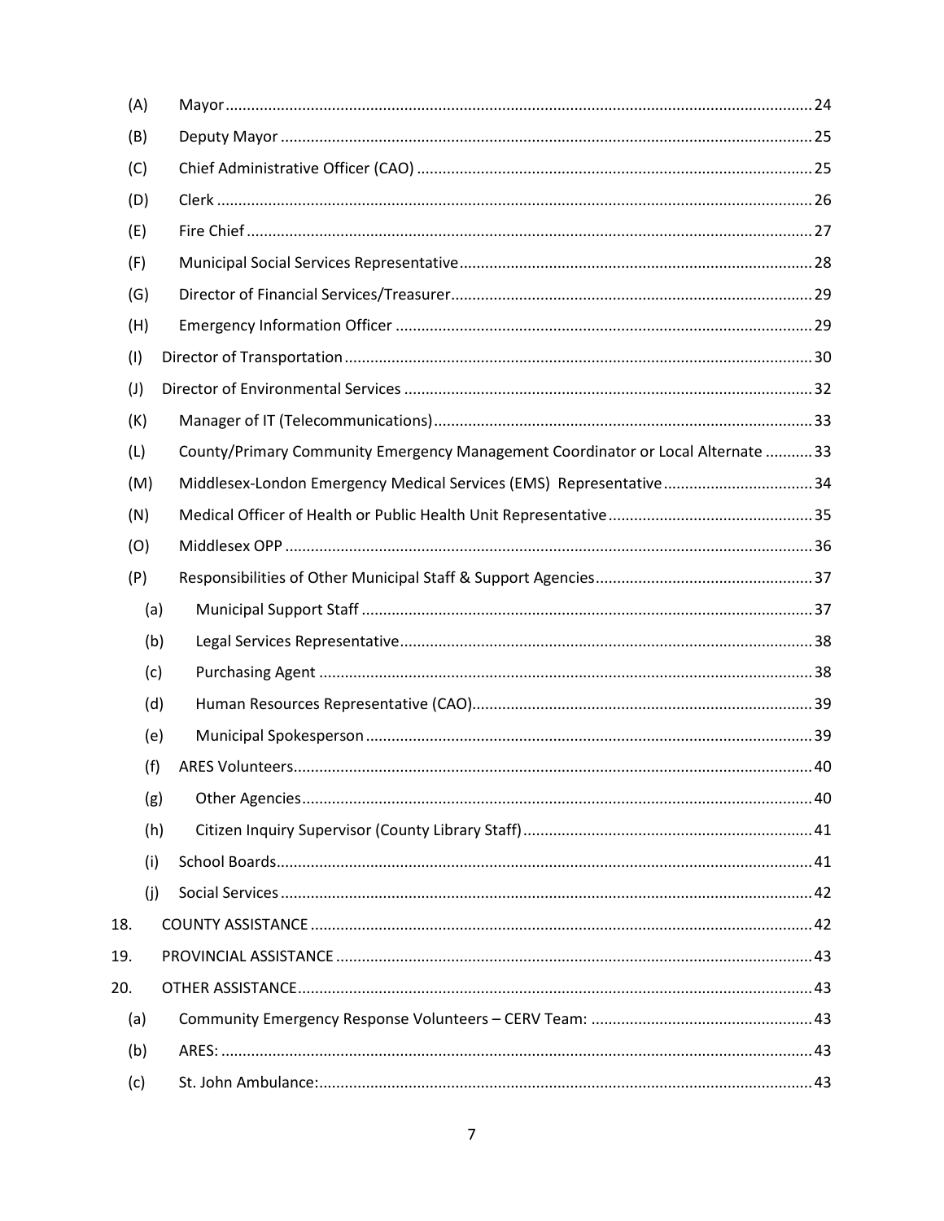- (A) Mayor ........ 24
- (B) Deputy Mayor ........ 25
- (C) Chief Administrative Officer (CAO) ........ 25
- (D) Clerk ........ 26
- (E) Fire Chief ........ 27
- (F) Municipal Social Services Representative ........ 28
- (G) Director of Financial Services/Treasurer ........ 29
- (H) Emergency Information Officer ........ 29
- (I) Director of Transportation ........ 30
- (J) Director of Environmental Services ........ 32
- (K) Manager of IT (Telecommunications) ........ 33
- (L) County/Primary Community Emergency Management Coordinator or Local Alternate ........ 33
- (M) Middlesex-London Emergency Medical Services (EMS) Representative ........ 34
- (N) Medical Officer of Health or Public Health Unit Representative ........ 35
- (O) Middlesex OPP ........ 36
- (P) Responsibilities of Other Municipal Staff & Support Agencies ........ 37
  - (a) Municipal Support Staff ........ 37
  - (b) Legal Services Representative ........ 38
  - (c) Purchasing Agent ........ 38
  - (d) Human Resources Representative (CAO) ........ 39
  - (e) Municipal Spokesperson ........ 39
  - (f) ARES Volunteers ........ 40
  - (g) Other Agencies ........ 40
  - (h) Citizen Inquiry Supervisor (County Library Staff) ........ 41
  - (i) School Boards ........ 41
  - (j) Social Services ........ 42

18. COUNTY ASSISTANCE ........ 42

19. PROVINCIAL ASSISTANCE ........ 43

20. OTHER ASSISTANCE ........ 43
  - (a) Community Emergency Response Volunteers – CERV Team: ........ 43
  - (b) ARES: ........ 43
  - (c) St. John Ambulance: ........ 43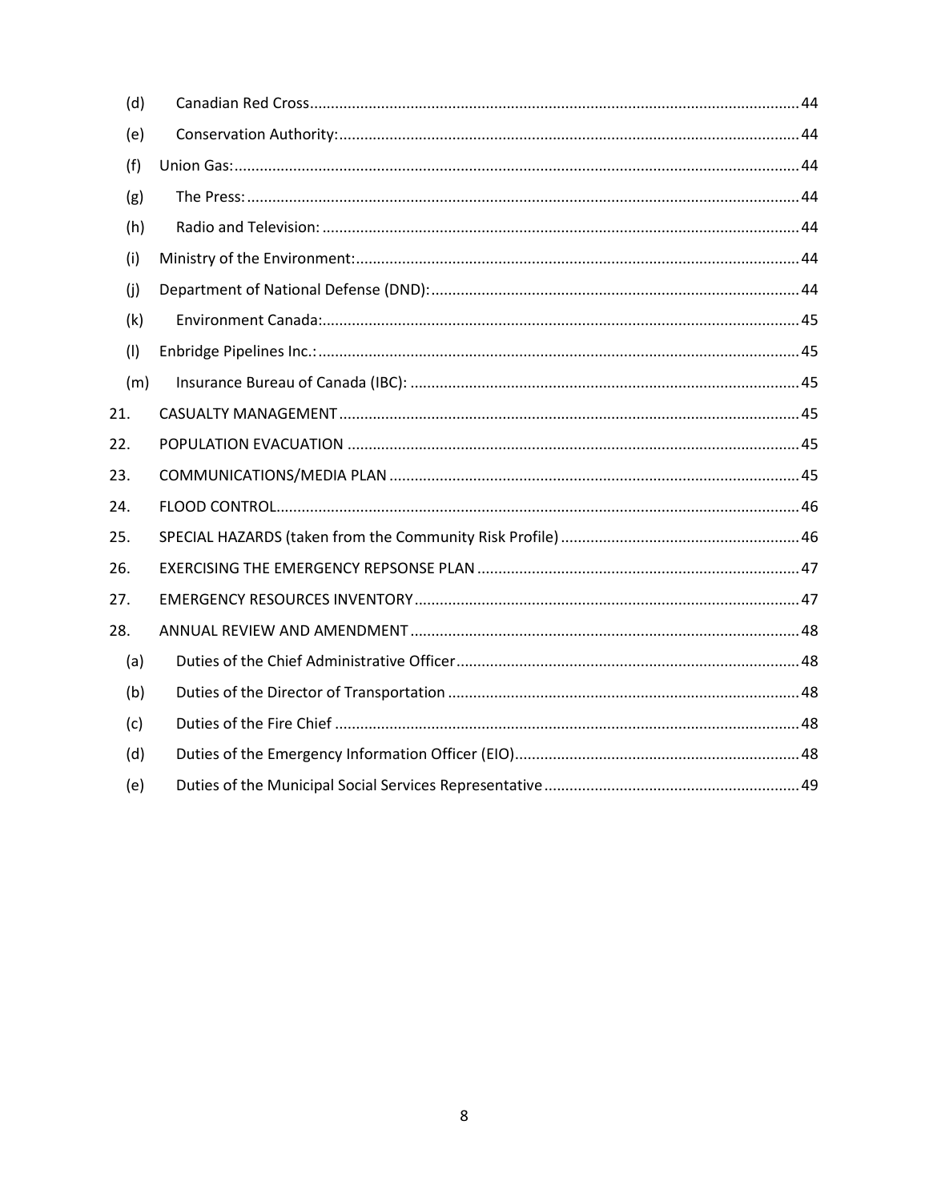- (d) Canadian Red Cross ........ 44
- (e) Conservation Authority: ........ 44
- (f) Union Gas: ........ 44
- (g) The Press: ........ 44
- (h) Radio and Television: ........ 44
- (i) Ministry of the Environment: ........ 44
- (j) Department of National Defense (DND): ........ 44
- (k) Environment Canada: ........ 45
- (l) Enbridge Pipelines Inc.: ........ 45
- (m) Insurance Bureau of Canada (IBC): ........ 45

21. CASUALTY MANAGEMENT ........ 45
22. POPULATION EVACUATION ........ 45
23. COMMUNICATIONS/MEDIA PLAN ........ 45
24. FLOOD CONTROL ........ 46
25. SPECIAL HAZARDS (taken from the Community Risk Profile) ........ 46
26. EXERCISING THE EMERGENCY REPSONSE PLAN ........ 47
27. EMERGENCY RESOURCES INVENTORY ........ 47
28. ANNUAL REVIEW AND AMENDMENT ........ 48

- (a) Duties of the Chief Administrative Officer ........ 48
- (b) Duties of the Director of Transportation ........ 48
- (c) Duties of the Fire Chief ........ 48
- (d) Duties of the Emergency Information Officer (EIO) ........ 48
- (e) Duties of the Municipal Social Services Representative ........ 49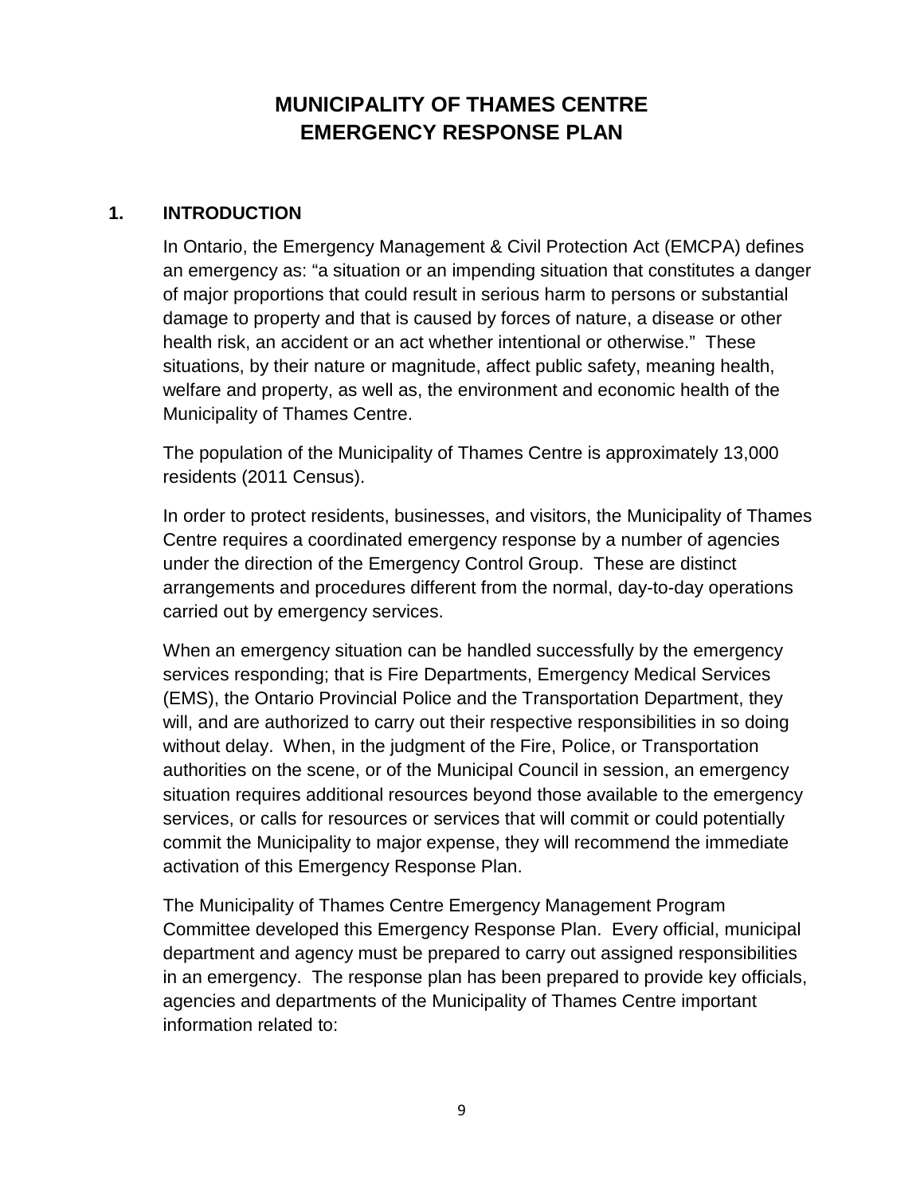# MUNICIPALITY OF THAMES CENTRE
# EMERGENCY RESPONSE PLAN

## 1. INTRODUCTION

In Ontario, the Emergency Management & Civil Protection Act (EMCPA) defines an emergency as: "a situation or an impending situation that constitutes a danger of major proportions that could result in serious harm to persons or substantial damage to property and that is caused by forces of nature, a disease or other health risk, an accident or an act whether intentional or otherwise." These situations, by their nature or magnitude, affect public safety, meaning health, welfare and property, as well as, the environment and economic health of the Municipality of Thames Centre.

The population of the Municipality of Thames Centre is approximately 13,000 residents (2011 Census).

In order to protect residents, businesses, and visitors, the Municipality of Thames Centre requires a coordinated emergency response by a number of agencies under the direction of the Emergency Control Group. These are distinct arrangements and procedures different from the normal, day-to-day operations carried out by emergency services.

When an emergency situation can be handled successfully by the emergency services responding; that is Fire Departments, Emergency Medical Services (EMS), the Ontario Provincial Police and the Transportation Department, they will, and are authorized to carry out their respective responsibilities in so doing without delay. When, in the judgment of the Fire, Police, or Transportation authorities on the scene, or of the Municipal Council in session, an emergency situation requires additional resources beyond those available to the emergency services, or calls for resources or services that will commit or could potentially commit the Municipality to major expense, they will recommend the immediate activation of this Emergency Response Plan.

The Municipality of Thames Centre Emergency Management Program Committee developed this Emergency Response Plan. Every official, municipal department and agency must be prepared to carry out assigned responsibilities in an emergency. The response plan has been prepared to provide key officials, agencies and departments of the Municipality of Thames Centre important information related to: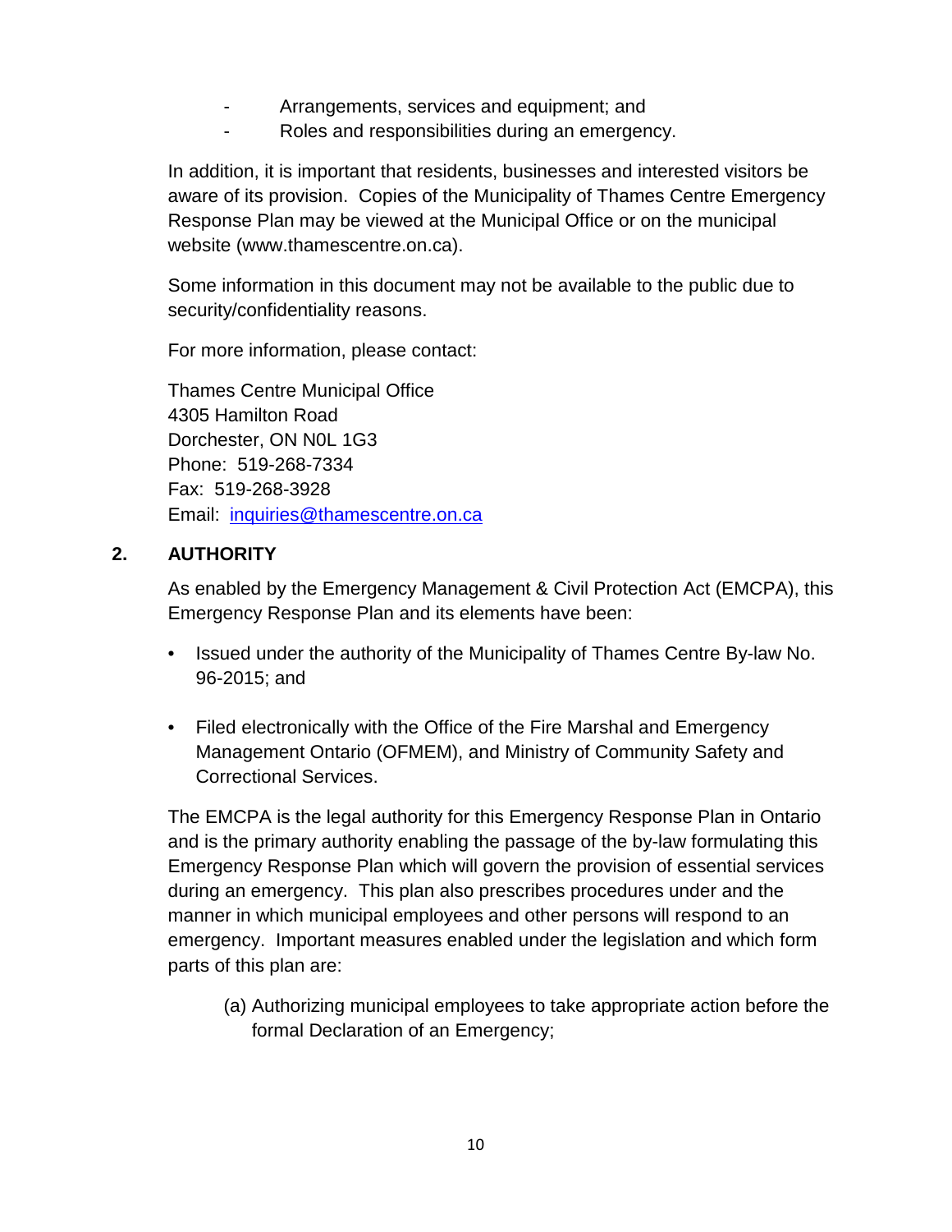- Arrangements, services and equipment; and
- Roles and responsibilities during an emergency.

In addition, it is important that residents, businesses and interested visitors be aware of its provision. Copies of the Municipality of Thames Centre Emergency Response Plan may be viewed at the Municipal Office or on the municipal website (www.thamescentre.on.ca).

Some information in this document may not be available to the public due to security/confidentiality reasons.

For more information, please contact:

Thames Centre Municipal Office
4305 Hamilton Road
Dorchester, ON N0L 1G3
Phone: 519-268-7334
Fax: 519-268-3928
Email: [inquiries@thamescentre.on.ca](mailto:inquiries@thamescentre.on.ca)

## 2. AUTHORITY

As enabled by the Emergency Management & Civil Protection Act (EMCPA), this Emergency Response Plan and its elements have been:

- Issued under the authority of the Municipality of Thames Centre By-law No. 96-2015; and
- Filed electronically with the Office of the Fire Marshal and Emergency Management Ontario (OFMEM), and Ministry of Community Safety and Correctional Services.

The EMCPA is the legal authority for this Emergency Response Plan in Ontario and is the primary authority enabling the passage of the by-law formulating this Emergency Response Plan which will govern the provision of essential services during an emergency. This plan also prescribes procedures under and the manner in which municipal employees and other persons will respond to an emergency. Important measures enabled under the legislation and which form parts of this plan are:

(a) Authorizing municipal employees to take appropriate action before the formal Declaration of an Emergency;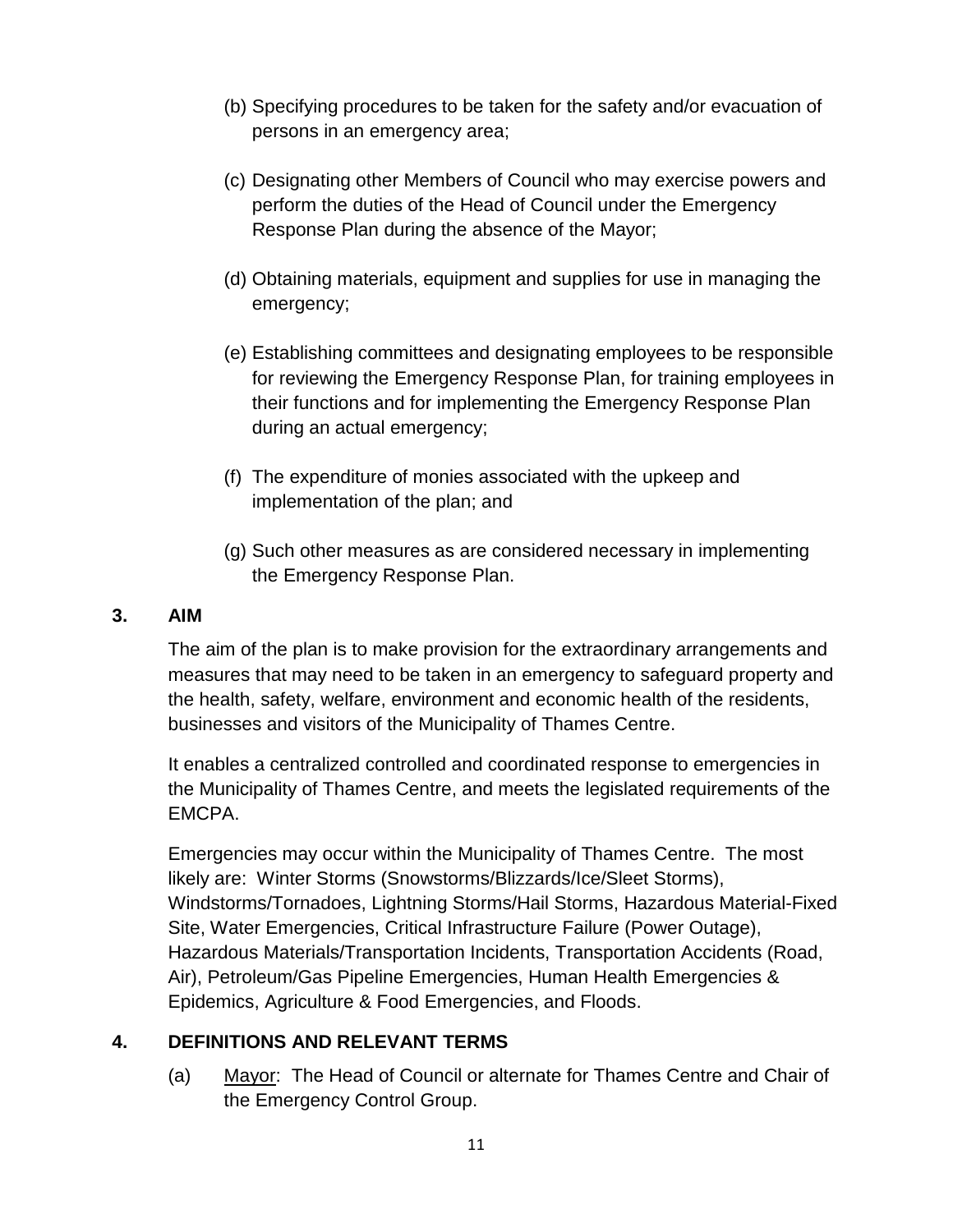(b) Specifying procedures to be taken for the safety and/or evacuation of persons in an emergency area;

(c) Designating other Members of Council who may exercise powers and perform the duties of the Head of Council under the Emergency Response Plan during the absence of the Mayor;

(d) Obtaining materials, equipment and supplies for use in managing the emergency;

(e) Establishing committees and designating employees to be responsible for reviewing the Emergency Response Plan, for training employees in their functions and for implementing the Emergency Response Plan during an actual emergency;

(f) The expenditure of monies associated with the upkeep and implementation of the plan; and

(g) Such other measures as are considered necessary in implementing the Emergency Response Plan.

## 3. AIM

The aim of the plan is to make provision for the extraordinary arrangements and measures that may need to be taken in an emergency to safeguard property and the health, safety, welfare, environment and economic health of the residents, businesses and visitors of the Municipality of Thames Centre.

It enables a centralized controlled and coordinated response to emergencies in the Municipality of Thames Centre, and meets the legislated requirements of the EMCPA.

Emergencies may occur within the Municipality of Thames Centre. The most likely are: Winter Storms (Snowstorms/Blizzards/Ice/Sleet Storms), Windstorms/Tornadoes, Lightning Storms/Hail Storms, Hazardous Material-Fixed Site, Water Emergencies, Critical Infrastructure Failure (Power Outage), Hazardous Materials/Transportation Incidents, Transportation Accidents (Road, Air), Petroleum/Gas Pipeline Emergencies, Human Health Emergencies & Epidemics, Agriculture & Food Emergencies, and Floods.

## 4. DEFINITIONS AND RELEVANT TERMS

(a) Mayor: The Head of Council or alternate for Thames Centre and Chair of the Emergency Control Group.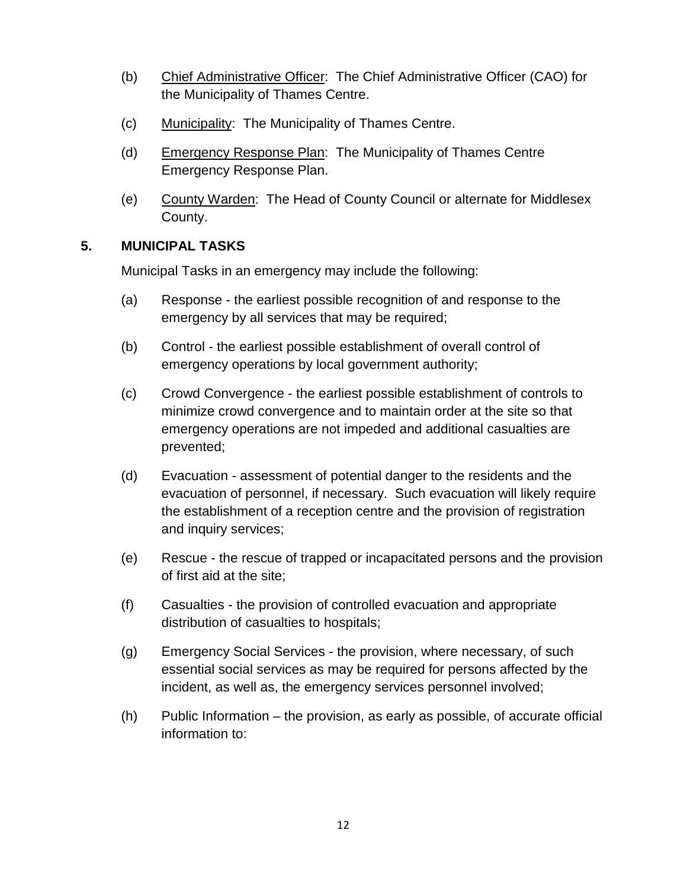(b) Chief Administrative Officer: The Chief Administrative Officer (CAO) for the Municipality of Thames Centre.

(c) Municipality: The Municipality of Thames Centre.

(d) Emergency Response Plan: The Municipality of Thames Centre Emergency Response Plan.

(e) County Warden: The Head of County Council or alternate for Middlesex County.

## 5. MUNICIPAL TASKS

Municipal Tasks in an emergency may include the following:

(a) Response - the earliest possible recognition of and response to the emergency by all services that may be required;

(b) Control - the earliest possible establishment of overall control of emergency operations by local government authority;

(c) Crowd Convergence - the earliest possible establishment of controls to minimize crowd convergence and to maintain order at the site so that emergency operations are not impeded and additional casualties are prevented;

(d) Evacuation - assessment of potential danger to the residents and the evacuation of personnel, if necessary. Such evacuation will likely require the establishment of a reception centre and the provision of registration and inquiry services;

(e) Rescue - the rescue of trapped or incapacitated persons and the provision of first aid at the site;

(f) Casualties - the provision of controlled evacuation and appropriate distribution of casualties to hospitals;

(g) Emergency Social Services - the provision, where necessary, of such essential social services as may be required for persons affected by the incident, as well as, the emergency services personnel involved;

(h) Public Information – the provision, as early as possible, of accurate official information to: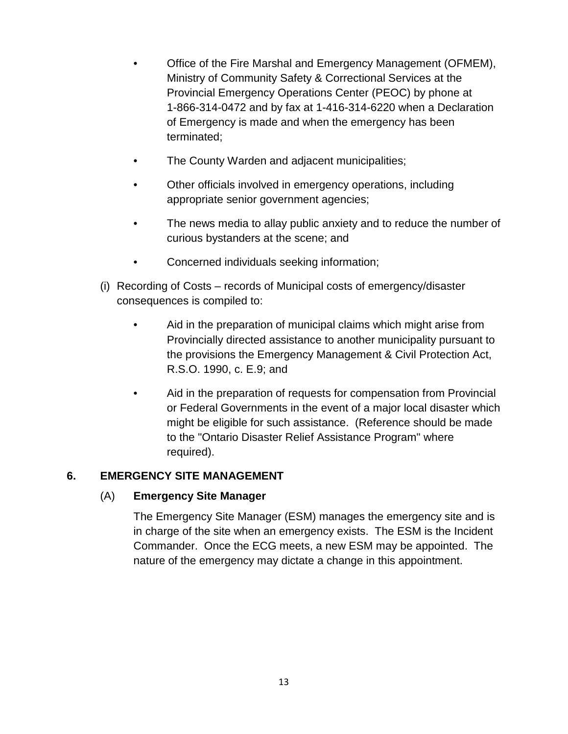- Office of the Fire Marshal and Emergency Management (OFMEM), Ministry of Community Safety & Correctional Services at the Provincial Emergency Operations Center (PEOC) by phone at 1-866-314-0472 and by fax at 1-416-314-6220 when a Declaration of Emergency is made and when the emergency has been terminated;
- The County Warden and adjacent municipalities;
- Other officials involved in emergency operations, including appropriate senior government agencies;
- The news media to allay public anxiety and to reduce the number of curious bystanders at the scene; and
- Concerned individuals seeking information;

(i) Recording of Costs – records of Municipal costs of emergency/disaster consequences is compiled to:

- Aid in the preparation of municipal claims which might arise from Provincially directed assistance to another municipality pursuant to the provisions the Emergency Management & Civil Protection Act, R.S.O. 1990, c. E.9; and
- Aid in the preparation of requests for compensation from Provincial or Federal Governments in the event of a major local disaster which might be eligible for such assistance. (Reference should be made to the "Ontario Disaster Relief Assistance Program" where required).

## 6. EMERGENCY SITE MANAGEMENT

### (A) Emergency Site Manager

The Emergency Site Manager (ESM) manages the emergency site and is in charge of the site when an emergency exists. The ESM is the Incident Commander. Once the ECG meets, a new ESM may be appointed. The nature of the emergency may dictate a change in this appointment.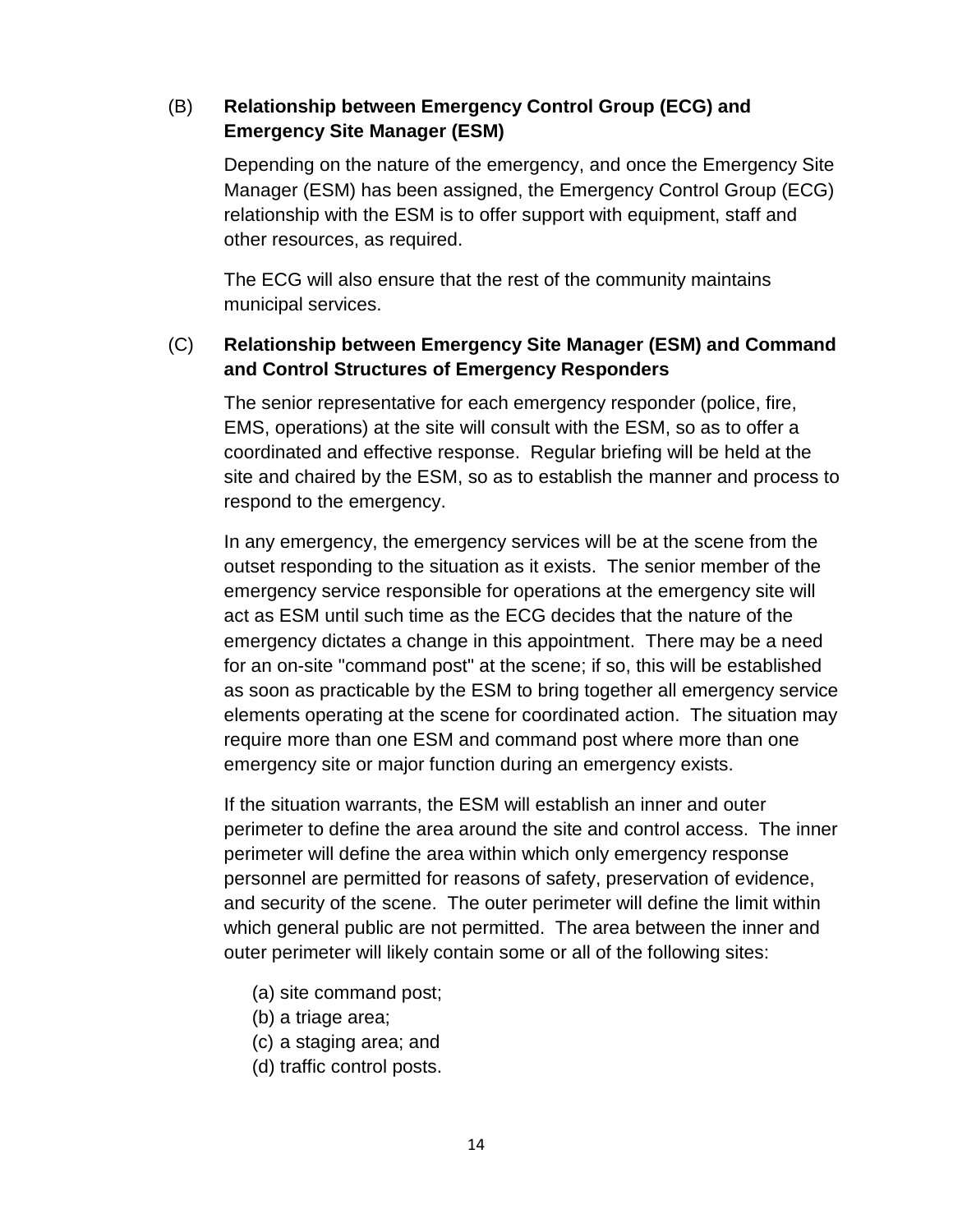### (B) Relationship between Emergency Control Group (ECG) and Emergency Site Manager (ESM)

Depending on the nature of the emergency, and once the Emergency Site Manager (ESM) has been assigned, the Emergency Control Group (ECG) relationship with the ESM is to offer support with equipment, staff and other resources, as required.

The ECG will also ensure that the rest of the community maintains municipal services.

### (C) Relationship between Emergency Site Manager (ESM) and Command and Control Structures of Emergency Responders

The senior representative for each emergency responder (police, fire, EMS, operations) at the site will consult with the ESM, so as to offer a coordinated and effective response. Regular briefing will be held at the site and chaired by the ESM, so as to establish the manner and process to respond to the emergency.

In any emergency, the emergency services will be at the scene from the outset responding to the situation as it exists. The senior member of the emergency service responsible for operations at the emergency site will act as ESM until such time as the ECG decides that the nature of the emergency dictates a change in this appointment. There may be a need for an on-site "command post" at the scene; if so, this will be established as soon as practicable by the ESM to bring together all emergency service elements operating at the scene for coordinated action. The situation may require more than one ESM and command post where more than one emergency site or major function during an emergency exists.

If the situation warrants, the ESM will establish an inner and outer perimeter to define the area around the site and control access. The inner perimeter will define the area within which only emergency response personnel are permitted for reasons of safety, preservation of evidence, and security of the scene. The outer perimeter will define the limit within which general public are not permitted. The area between the inner and outer perimeter will likely contain some or all of the following sites:

(a) site command post;
(b) a triage area;
(c) a staging area; and
(d) traffic control posts.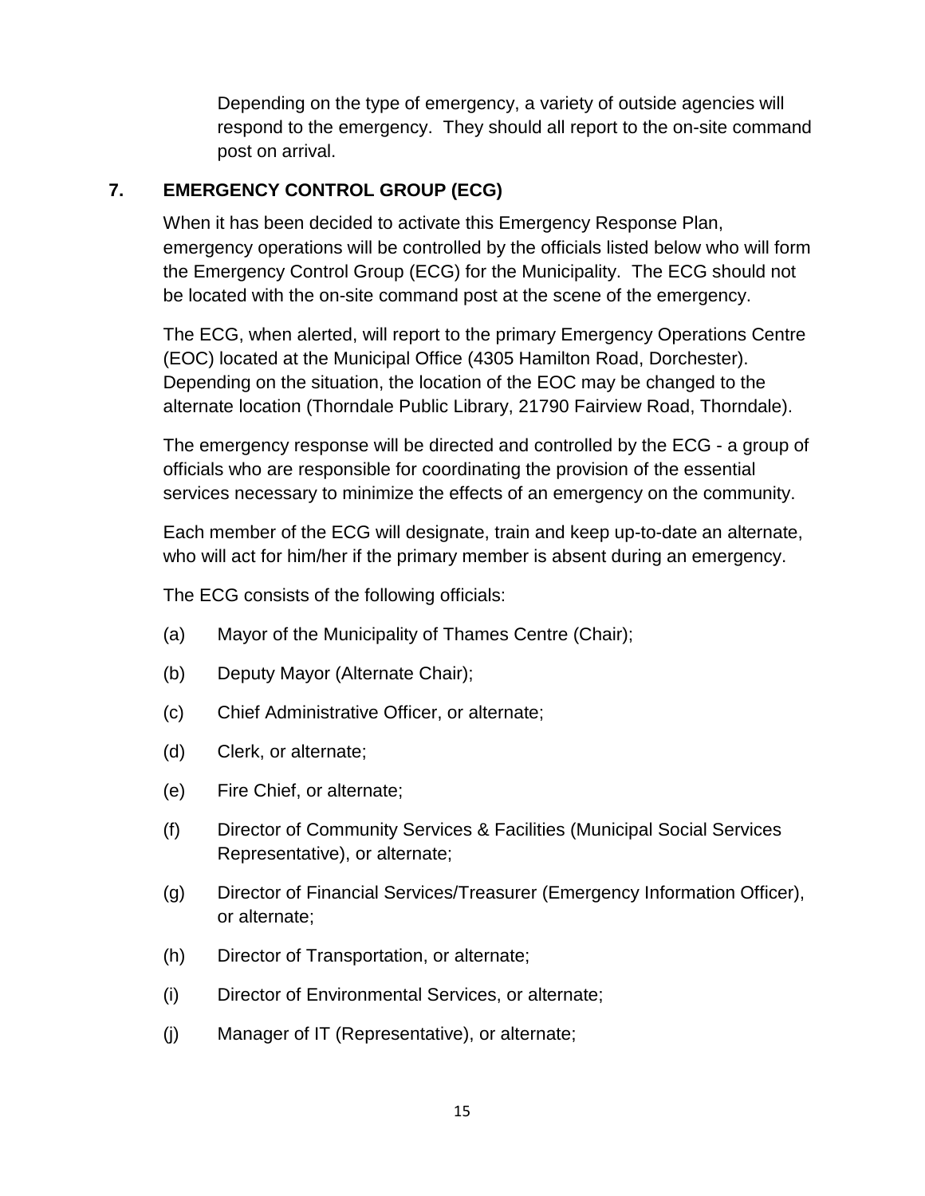Depending on the type of emergency, a variety of outside agencies will respond to the emergency. They should all report to the on-site command post on arrival.

## 7. EMERGENCY CONTROL GROUP (ECG)

When it has been decided to activate this Emergency Response Plan, emergency operations will be controlled by the officials listed below who will form the Emergency Control Group (ECG) for the Municipality. The ECG should not be located with the on-site command post at the scene of the emergency.

The ECG, when alerted, will report to the primary Emergency Operations Centre (EOC) located at the Municipal Office (4305 Hamilton Road, Dorchester). Depending on the situation, the location of the EOC may be changed to the alternate location (Thorndale Public Library, 21790 Fairview Road, Thorndale).

The emergency response will be directed and controlled by the ECG - a group of officials who are responsible for coordinating the provision of the essential services necessary to minimize the effects of an emergency on the community.

Each member of the ECG will designate, train and keep up-to-date an alternate, who will act for him/her if the primary member is absent during an emergency.

The ECG consists of the following officials:

(a) Mayor of the Municipality of Thames Centre (Chair);

(b) Deputy Mayor (Alternate Chair);

(c) Chief Administrative Officer, or alternate;

(d) Clerk, or alternate;

(e) Fire Chief, or alternate;

(f) Director of Community Services & Facilities (Municipal Social Services Representative), or alternate;

(g) Director of Financial Services/Treasurer (Emergency Information Officer), or alternate;

(h) Director of Transportation, or alternate;

(i) Director of Environmental Services, or alternate;

(j) Manager of IT (Representative), or alternate;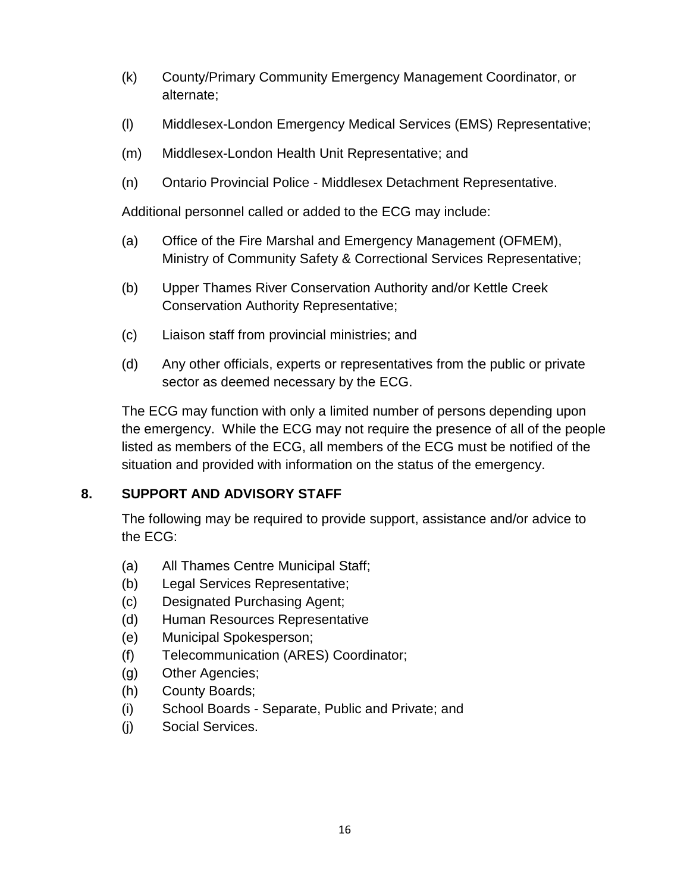(k) County/Primary Community Emergency Management Coordinator, or alternate;

(l) Middlesex-London Emergency Medical Services (EMS) Representative;

(m) Middlesex-London Health Unit Representative; and

(n) Ontario Provincial Police - Middlesex Detachment Representative.

Additional personnel called or added to the ECG may include:

(a) Office of the Fire Marshal and Emergency Management (OFMEM), Ministry of Community Safety & Correctional Services Representative;

(b) Upper Thames River Conservation Authority and/or Kettle Creek Conservation Authority Representative;

(c) Liaison staff from provincial ministries; and

(d) Any other officials, experts or representatives from the public or private sector as deemed necessary by the ECG.

The ECG may function with only a limited number of persons depending upon the emergency. While the ECG may not require the presence of all of the people listed as members of the ECG, all members of the ECG must be notified of the situation and provided with information on the status of the emergency.

## 8. SUPPORT AND ADVISORY STAFF

The following may be required to provide support, assistance and/or advice to the ECG:

(a) All Thames Centre Municipal Staff;
(b) Legal Services Representative;
(c) Designated Purchasing Agent;
(d) Human Resources Representative
(e) Municipal Spokesperson;
(f) Telecommunication (ARES) Coordinator;
(g) Other Agencies;
(h) County Boards;
(i) School Boards - Separate, Public and Private; and
(j) Social Services.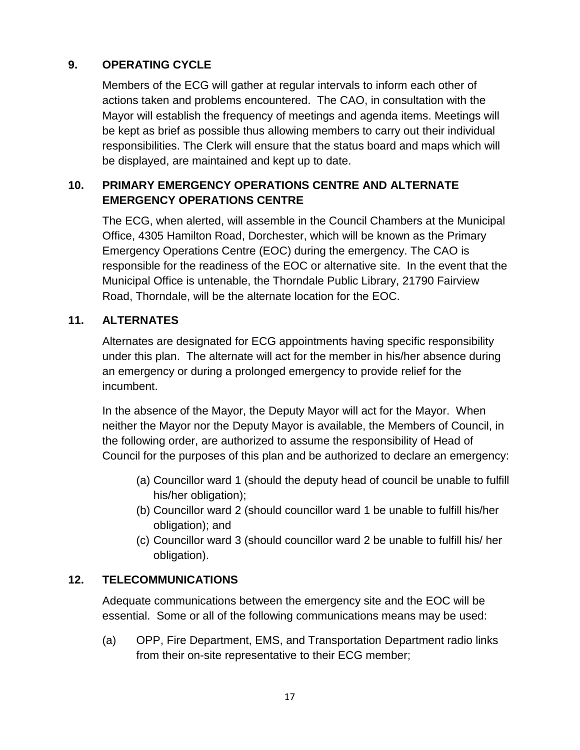## 9. OPERATING CYCLE

Members of the ECG will gather at regular intervals to inform each other of actions taken and problems encountered. The CAO, in consultation with the Mayor will establish the frequency of meetings and agenda items. Meetings will be kept as brief as possible thus allowing members to carry out their individual responsibilities. The Clerk will ensure that the status board and maps which will be displayed, are maintained and kept up to date.

## 10. PRIMARY EMERGENCY OPERATIONS CENTRE AND ALTERNATE EMERGENCY OPERATIONS CENTRE

The ECG, when alerted, will assemble in the Council Chambers at the Municipal Office, 4305 Hamilton Road, Dorchester, which will be known as the Primary Emergency Operations Centre (EOC) during the emergency. The CAO is responsible for the readiness of the EOC or alternative site. In the event that the Municipal Office is untenable, the Thorndale Public Library, 21790 Fairview Road, Thorndale, will be the alternate location for the EOC.

## 11. ALTERNATES

Alternates are designated for ECG appointments having specific responsibility under this plan. The alternate will act for the member in his/her absence during an emergency or during a prolonged emergency to provide relief for the incumbent.

In the absence of the Mayor, the Deputy Mayor will act for the Mayor. When neither the Mayor nor the Deputy Mayor is available, the Members of Council, in the following order, are authorized to assume the responsibility of Head of Council for the purposes of this plan and be authorized to declare an emergency:

(a) Councillor ward 1 (should the deputy head of council be unable to fulfill his/her obligation);
(b) Councillor ward 2 (should councillor ward 1 be unable to fulfill his/her obligation); and
(c) Councillor ward 3 (should councillor ward 2 be unable to fulfill his/ her obligation).

## 12. TELECOMMUNICATIONS

Adequate communications between the emergency site and the EOC will be essential. Some or all of the following communications means may be used:

(a) OPP, Fire Department, EMS, and Transportation Department radio links from their on-site representative to their ECG member;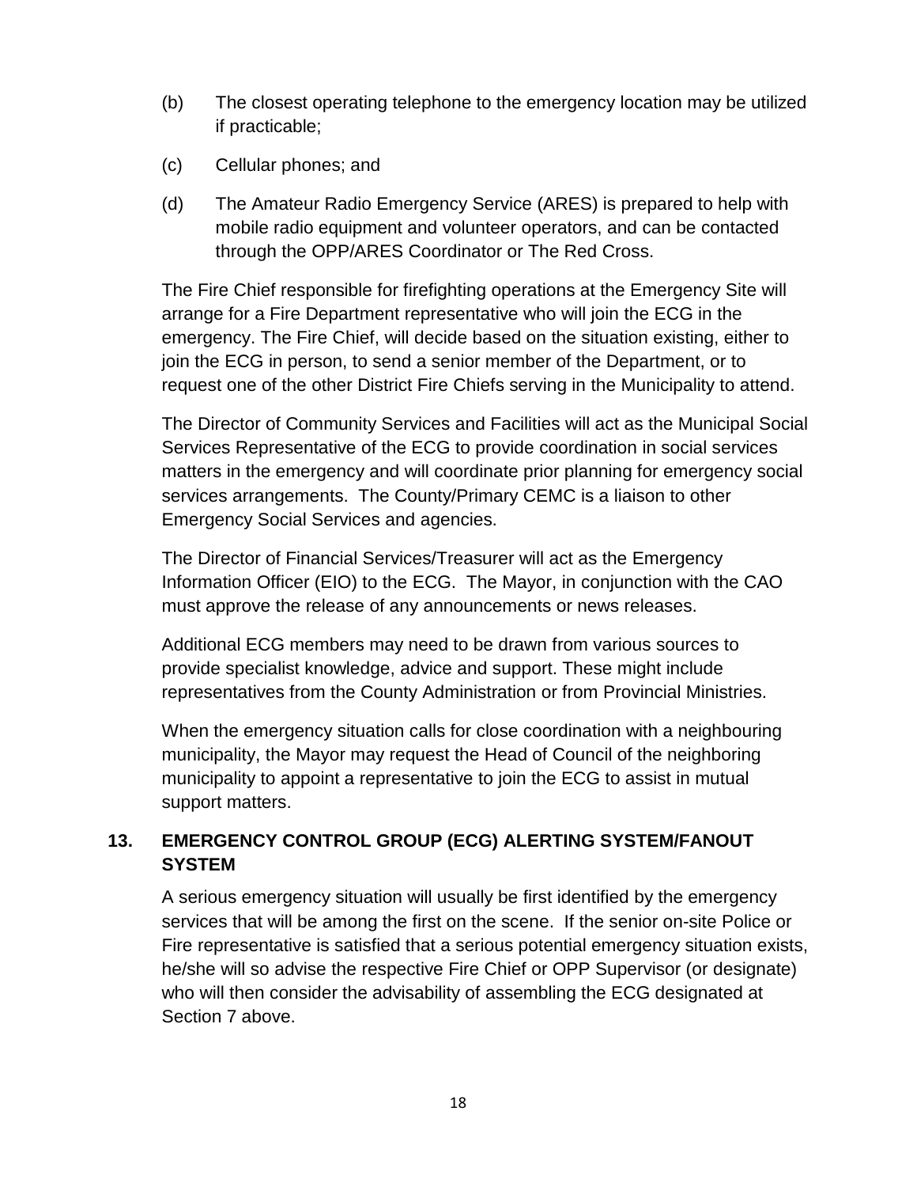(b) The closest operating telephone to the emergency location may be utilized if practicable;

(c) Cellular phones; and

(d) The Amateur Radio Emergency Service (ARES) is prepared to help with mobile radio equipment and volunteer operators, and can be contacted through the OPP/ARES Coordinator or The Red Cross.

The Fire Chief responsible for firefighting operations at the Emergency Site will arrange for a Fire Department representative who will join the ECG in the emergency. The Fire Chief, will decide based on the situation existing, either to join the ECG in person, to send a senior member of the Department, or to request one of the other District Fire Chiefs serving in the Municipality to attend.

The Director of Community Services and Facilities will act as the Municipal Social Services Representative of the ECG to provide coordination in social services matters in the emergency and will coordinate prior planning for emergency social services arrangements. The County/Primary CEMC is a liaison to other Emergency Social Services and agencies.

The Director of Financial Services/Treasurer will act as the Emergency Information Officer (EIO) to the ECG. The Mayor, in conjunction with the CAO must approve the release of any announcements or news releases.

Additional ECG members may need to be drawn from various sources to provide specialist knowledge, advice and support. These might include representatives from the County Administration or from Provincial Ministries.

When the emergency situation calls for close coordination with a neighbouring municipality, the Mayor may request the Head of Council of the neighboring municipality to appoint a representative to join the ECG to assist in mutual support matters.

## 13. EMERGENCY CONTROL GROUP (ECG) ALERTING SYSTEM/FANOUT SYSTEM

A serious emergency situation will usually be first identified by the emergency services that will be among the first on the scene. If the senior on-site Police or Fire representative is satisfied that a serious potential emergency situation exists, he/she will so advise the respective Fire Chief or OPP Supervisor (or designate) who will then consider the advisability of assembling the ECG designated at Section 7 above.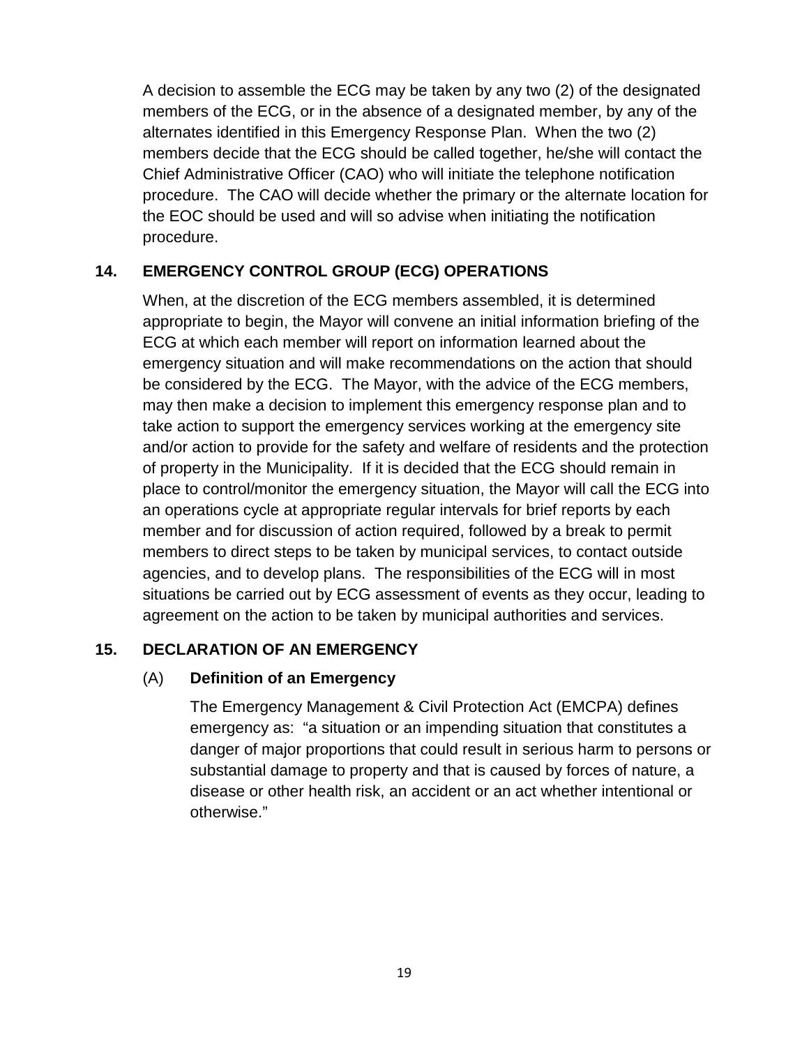A decision to assemble the ECG may be taken by any two (2) of the designated members of the ECG, or in the absence of a designated member, by any of the alternates identified in this Emergency Response Plan. When the two (2) members decide that the ECG should be called together, he/she will contact the Chief Administrative Officer (CAO) who will initiate the telephone notification procedure. The CAO will decide whether the primary or the alternate location for the EOC should be used and will so advise when initiating the notification procedure.

## 14. EMERGENCY CONTROL GROUP (ECG) OPERATIONS

When, at the discretion of the ECG members assembled, it is determined appropriate to begin, the Mayor will convene an initial information briefing of the ECG at which each member will report on information learned about the emergency situation and will make recommendations on the action that should be considered by the ECG. The Mayor, with the advice of the ECG members, may then make a decision to implement this emergency response plan and to take action to support the emergency services working at the emergency site and/or action to provide for the safety and welfare of residents and the protection of property in the Municipality. If it is decided that the ECG should remain in place to control/monitor the emergency situation, the Mayor will call the ECG into an operations cycle at appropriate regular intervals for brief reports by each member and for discussion of action required, followed by a break to permit members to direct steps to be taken by municipal services, to contact outside agencies, and to develop plans. The responsibilities of the ECG will in most situations be carried out by ECG assessment of events as they occur, leading to agreement on the action to be taken by municipal authorities and services.

## 15. DECLARATION OF AN EMERGENCY

### (A) Definition of an Emergency

The Emergency Management & Civil Protection Act (EMCPA) defines emergency as: "a situation or an impending situation that constitutes a danger of major proportions that could result in serious harm to persons or substantial damage to property and that is caused by forces of nature, a disease or other health risk, an accident or an act whether intentional or otherwise."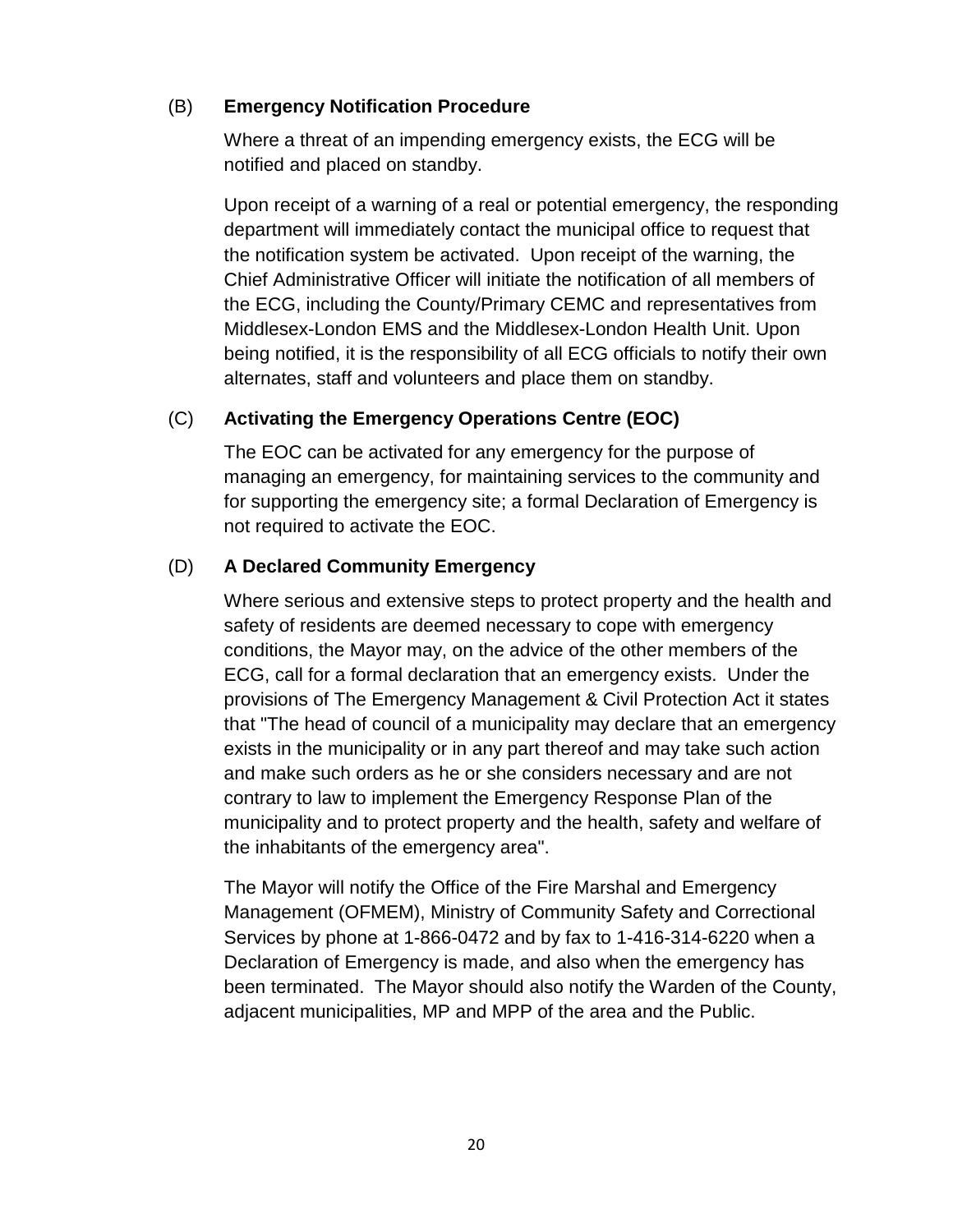### (B) Emergency Notification Procedure

Where a threat of an impending emergency exists, the ECG will be notified and placed on standby.

Upon receipt of a warning of a real or potential emergency, the responding department will immediately contact the municipal office to request that the notification system be activated. Upon receipt of the warning, the Chief Administrative Officer will initiate the notification of all members of the ECG, including the County/Primary CEMC and representatives from Middlesex-London EMS and the Middlesex-London Health Unit. Upon being notified, it is the responsibility of all ECG officials to notify their own alternates, staff and volunteers and place them on standby.

### (C) Activating the Emergency Operations Centre (EOC)

The EOC can be activated for any emergency for the purpose of managing an emergency, for maintaining services to the community and for supporting the emergency site; a formal Declaration of Emergency is not required to activate the EOC.

### (D) A Declared Community Emergency

Where serious and extensive steps to protect property and the health and safety of residents are deemed necessary to cope with emergency conditions, the Mayor may, on the advice of the other members of the ECG, call for a formal declaration that an emergency exists. Under the provisions of The Emergency Management & Civil Protection Act it states that "The head of council of a municipality may declare that an emergency exists in the municipality or in any part thereof and may take such action and make such orders as he or she considers necessary and are not contrary to law to implement the Emergency Response Plan of the municipality and to protect property and the health, safety and welfare of the inhabitants of the emergency area".

The Mayor will notify the Office of the Fire Marshal and Emergency Management (OFMEM), Ministry of Community Safety and Correctional Services by phone at 1-866-0472 and by fax to 1-416-314-6220 when a Declaration of Emergency is made, and also when the emergency has been terminated. The Mayor should also notify the Warden of the County, adjacent municipalities, MP and MPP of the area and the Public.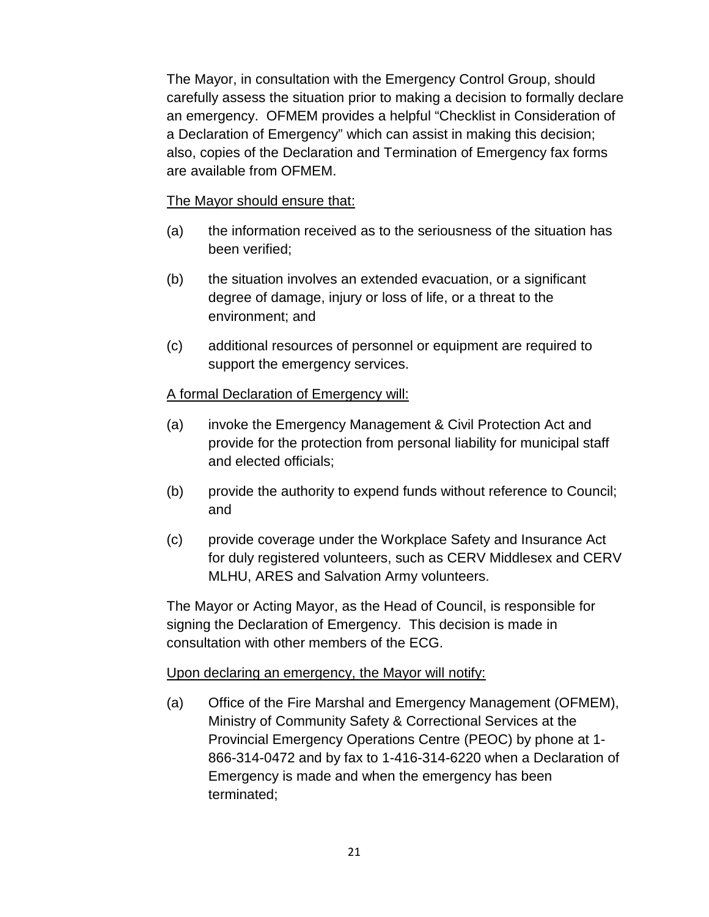The Mayor, in consultation with the Emergency Control Group, should carefully assess the situation prior to making a decision to formally declare an emergency. OFMEM provides a helpful "Checklist in Consideration of a Declaration of Emergency" which can assist in making this decision; also, copies of the Declaration and Termination of Emergency fax forms are available from OFMEM.

<u>The Mayor should ensure that:</u>

(a) the information received as to the seriousness of the situation has been verified;

(b) the situation involves an extended evacuation, or a significant degree of damage, injury or loss of life, or a threat to the environment; and

(c) additional resources of personnel or equipment are required to support the emergency services.

<u>A formal Declaration of Emergency will:</u>

(a) invoke the Emergency Management & Civil Protection Act and provide for the protection from personal liability for municipal staff and elected officials;

(b) provide the authority to expend funds without reference to Council; and

(c) provide coverage under the Workplace Safety and Insurance Act for duly registered volunteers, such as CERV Middlesex and CERV MLHU, ARES and Salvation Army volunteers.

The Mayor or Acting Mayor, as the Head of Council, is responsible for signing the Declaration of Emergency. This decision is made in consultation with other members of the ECG.

<u>Upon declaring an emergency, the Mayor will notify:</u>

(a) Office of the Fire Marshal and Emergency Management (OFMEM), Ministry of Community Safety & Correctional Services at the Provincial Emergency Operations Centre (PEOC) by phone at 1-866-314-0472 and by fax to 1-416-314-6220 when a Declaration of Emergency is made and when the emergency has been terminated;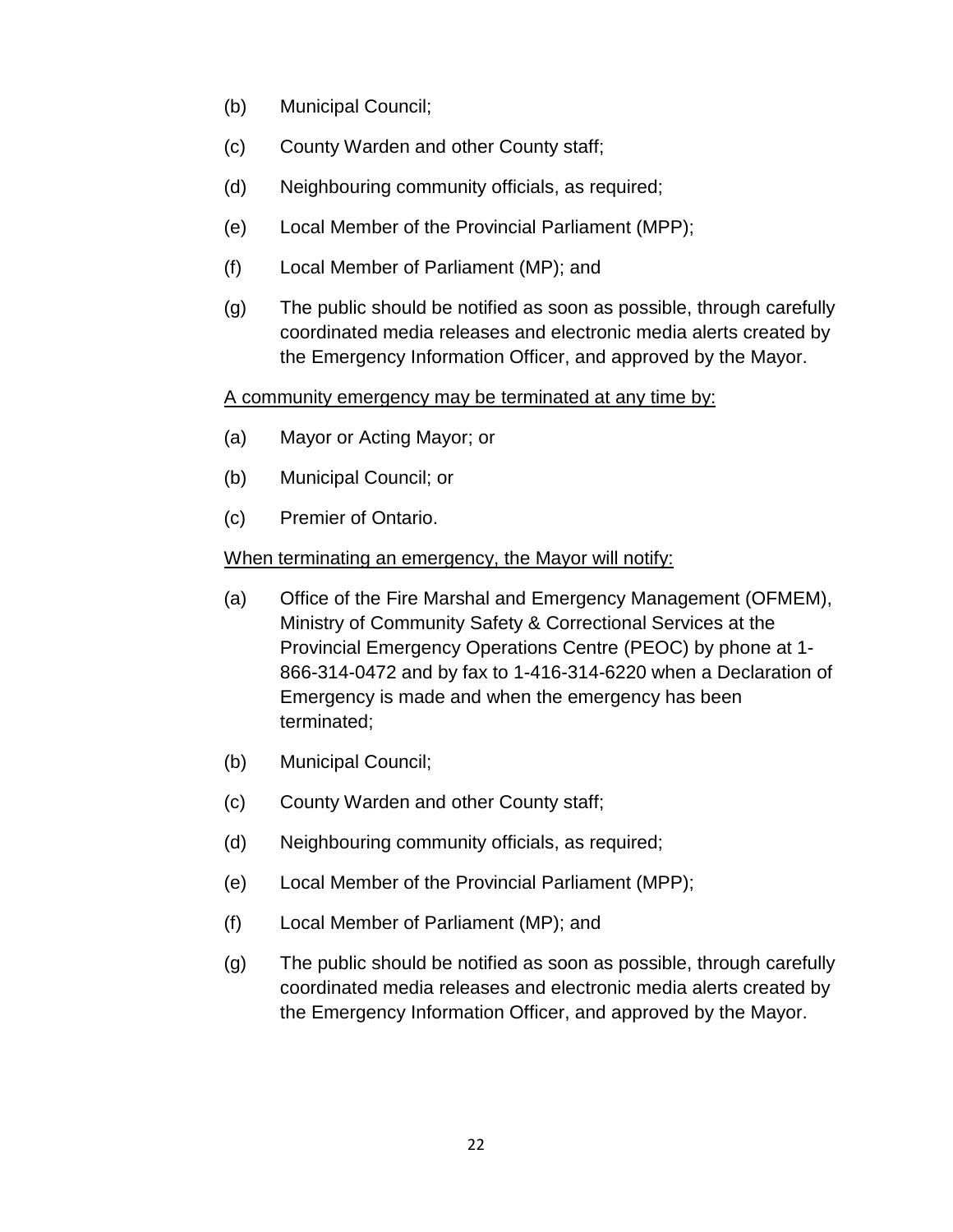(b) Municipal Council;

(c) County Warden and other County staff;

(d) Neighbouring community officials, as required;

(e) Local Member of the Provincial Parliament (MPP);

(f) Local Member of Parliament (MP); and

(g) The public should be notified as soon as possible, through carefully coordinated media releases and electronic media alerts created by the Emergency Information Officer, and approved by the Mayor.

<u>A community emergency may be terminated at any time by:</u>

(a) Mayor or Acting Mayor; or

(b) Municipal Council; or

(c) Premier of Ontario.

<u>When terminating an emergency, the Mayor will notify:</u>

(a) Office of the Fire Marshal and Emergency Management (OFMEM), Ministry of Community Safety & Correctional Services at the Provincial Emergency Operations Centre (PEOC) by phone at 1-866-314-0472 and by fax to 1-416-314-6220 when a Declaration of Emergency is made and when the emergency has been terminated;

(b) Municipal Council;

(c) County Warden and other County staff;

(d) Neighbouring community officials, as required;

(e) Local Member of the Provincial Parliament (MPP);

(f) Local Member of Parliament (MP); and

(g) The public should be notified as soon as possible, through carefully coordinated media releases and electronic media alerts created by the Emergency Information Officer, and approved by the Mayor.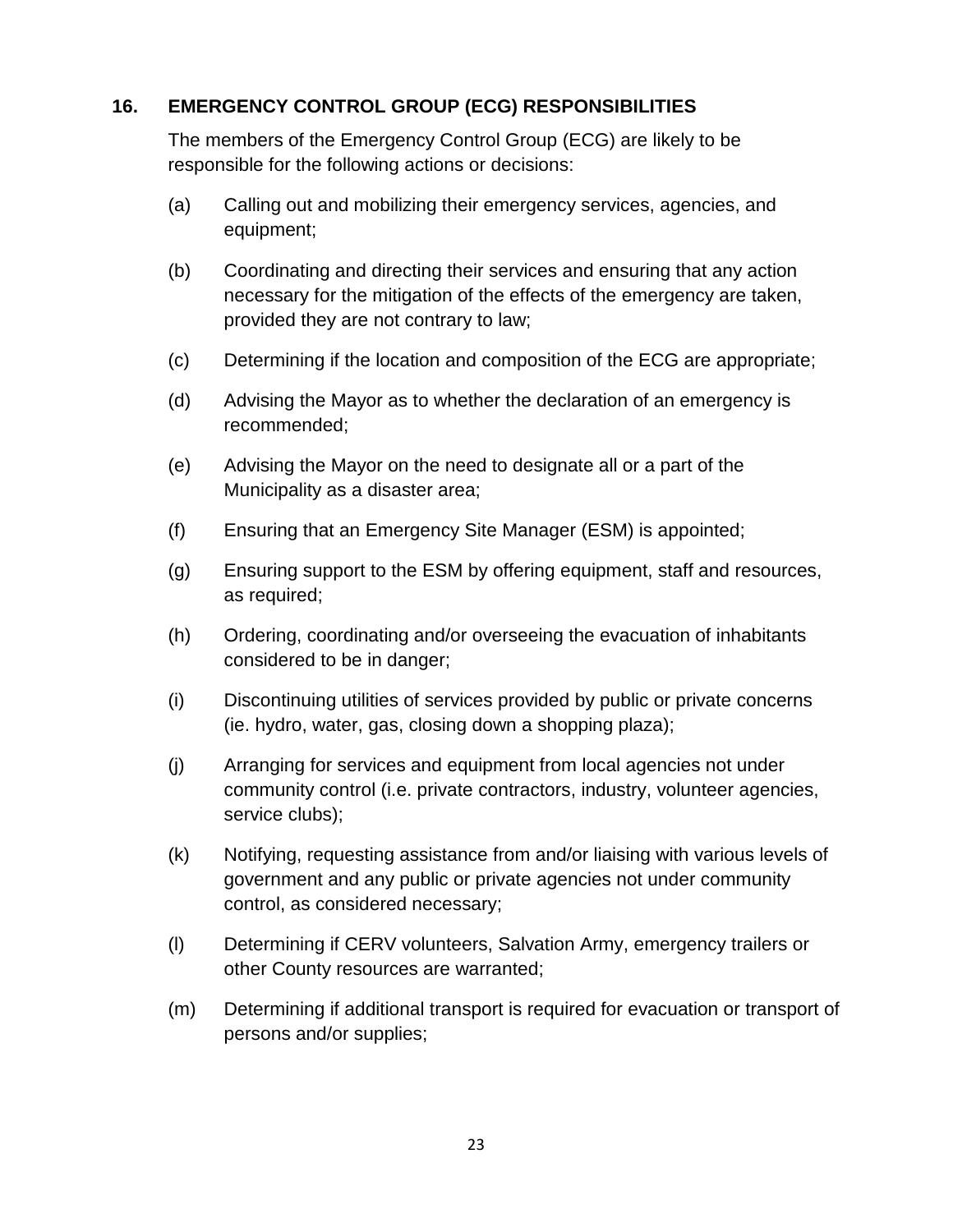## 16. EMERGENCY CONTROL GROUP (ECG) RESPONSIBILITIES

The members of the Emergency Control Group (ECG) are likely to be responsible for the following actions or decisions:

(a) Calling out and mobilizing their emergency services, agencies, and equipment;

(b) Coordinating and directing their services and ensuring that any action necessary for the mitigation of the effects of the emergency are taken, provided they are not contrary to law;

(c) Determining if the location and composition of the ECG are appropriate;

(d) Advising the Mayor as to whether the declaration of an emergency is recommended;

(e) Advising the Mayor on the need to designate all or a part of the Municipality as a disaster area;

(f) Ensuring that an Emergency Site Manager (ESM) is appointed;

(g) Ensuring support to the ESM by offering equipment, staff and resources, as required;

(h) Ordering, coordinating and/or overseeing the evacuation of inhabitants considered to be in danger;

(i) Discontinuing utilities of services provided by public or private concerns (ie. hydro, water, gas, closing down a shopping plaza);

(j) Arranging for services and equipment from local agencies not under community control (i.e. private contractors, industry, volunteer agencies, service clubs);

(k) Notifying, requesting assistance from and/or liaising with various levels of government and any public or private agencies not under community control, as considered necessary;

(l) Determining if CERV volunteers, Salvation Army, emergency trailers or other County resources are warranted;

(m) Determining if additional transport is required for evacuation or transport of persons and/or supplies;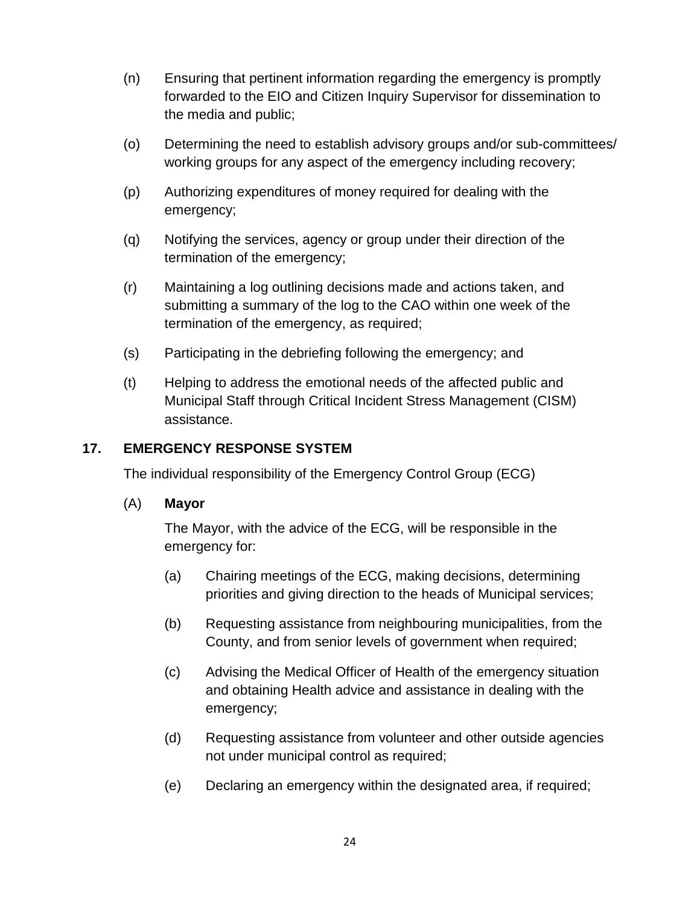(n) Ensuring that pertinent information regarding the emergency is promptly forwarded to the EIO and Citizen Inquiry Supervisor for dissemination to the media and public;

(o) Determining the need to establish advisory groups and/or sub-committees/ working groups for any aspect of the emergency including recovery;

(p) Authorizing expenditures of money required for dealing with the emergency;

(q) Notifying the services, agency or group under their direction of the termination of the emergency;

(r) Maintaining a log outlining decisions made and actions taken, and submitting a summary of the log to the CAO within one week of the termination of the emergency, as required;

(s) Participating in the debriefing following the emergency; and

(t) Helping to address the emotional needs of the affected public and Municipal Staff through Critical Incident Stress Management (CISM) assistance.

## 17. EMERGENCY RESPONSE SYSTEM

The individual responsibility of the Emergency Control Group (ECG)

### (A) **Mayor**

The Mayor, with the advice of the ECG, will be responsible in the emergency for:

(a) Chairing meetings of the ECG, making decisions, determining priorities and giving direction to the heads of Municipal services;

(b) Requesting assistance from neighbouring municipalities, from the County, and from senior levels of government when required;

(c) Advising the Medical Officer of Health of the emergency situation and obtaining Health advice and assistance in dealing with the emergency;

(d) Requesting assistance from volunteer and other outside agencies not under municipal control as required;

(e) Declaring an emergency within the designated area, if required;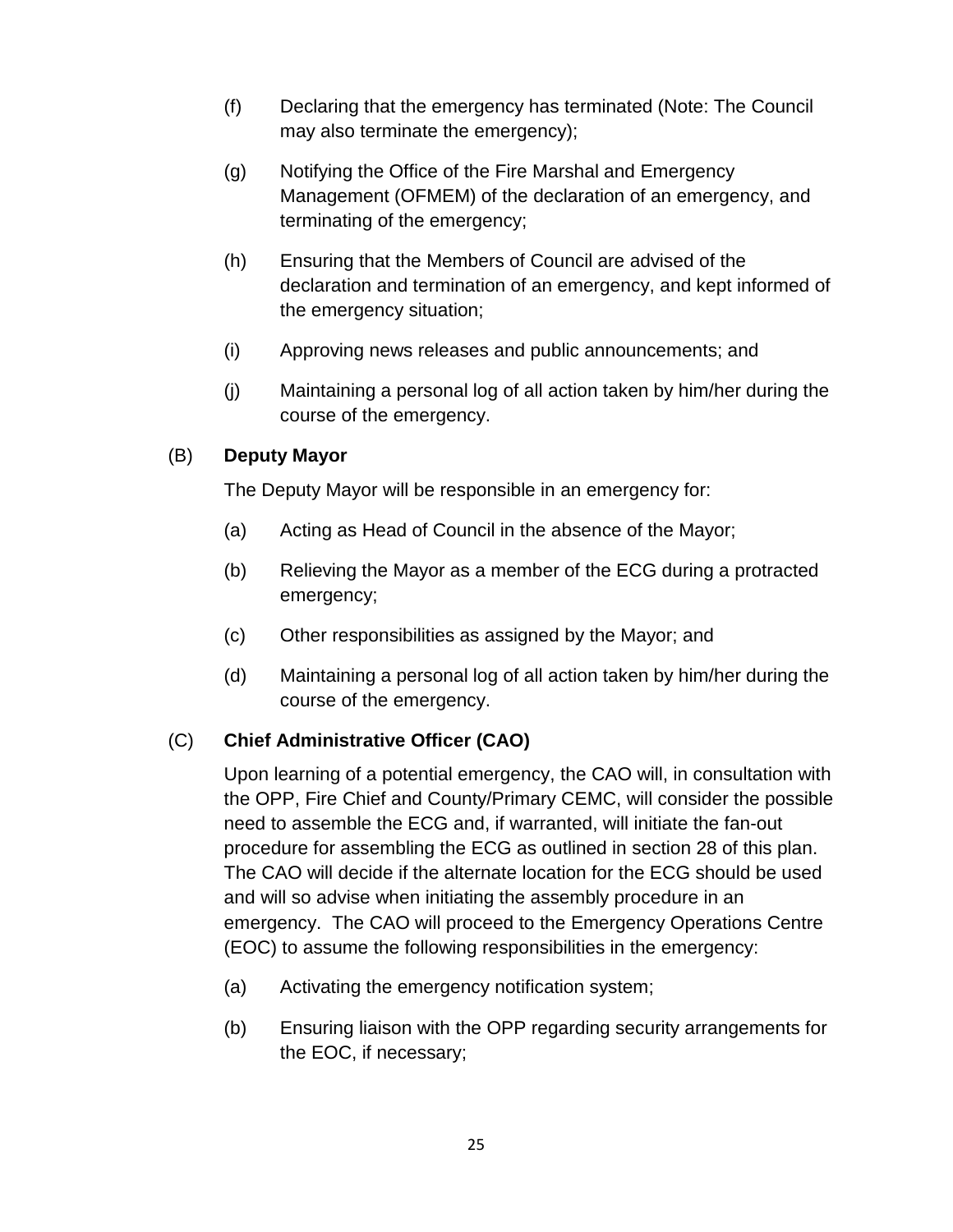(f) Declaring that the emergency has terminated (Note: The Council may also terminate the emergency);

(g) Notifying the Office of the Fire Marshal and Emergency Management (OFMEM) of the declaration of an emergency, and terminating of the emergency;

(h) Ensuring that the Members of Council are advised of the declaration and termination of an emergency, and kept informed of the emergency situation;

(i) Approving news releases and public announcements; and

(j) Maintaining a personal log of all action taken by him/her during the course of the emergency.

(B) **Deputy Mayor**

The Deputy Mayor will be responsible in an emergency for:

(a) Acting as Head of Council in the absence of the Mayor;

(b) Relieving the Mayor as a member of the ECG during a protracted emergency;

(c) Other responsibilities as assigned by the Mayor; and

(d) Maintaining a personal log of all action taken by him/her during the course of the emergency.

(C) **Chief Administrative Officer (CAO)**

Upon learning of a potential emergency, the CAO will, in consultation with the OPP, Fire Chief and County/Primary CEMC, will consider the possible need to assemble the ECG and, if warranted, will initiate the fan-out procedure for assembling the ECG as outlined in section 28 of this plan. The CAO will decide if the alternate location for the ECG should be used and will so advise when initiating the assembly procedure in an emergency. The CAO will proceed to the Emergency Operations Centre (EOC) to assume the following responsibilities in the emergency:

(a) Activating the emergency notification system;

(b) Ensuring liaison with the OPP regarding security arrangements for the EOC, if necessary;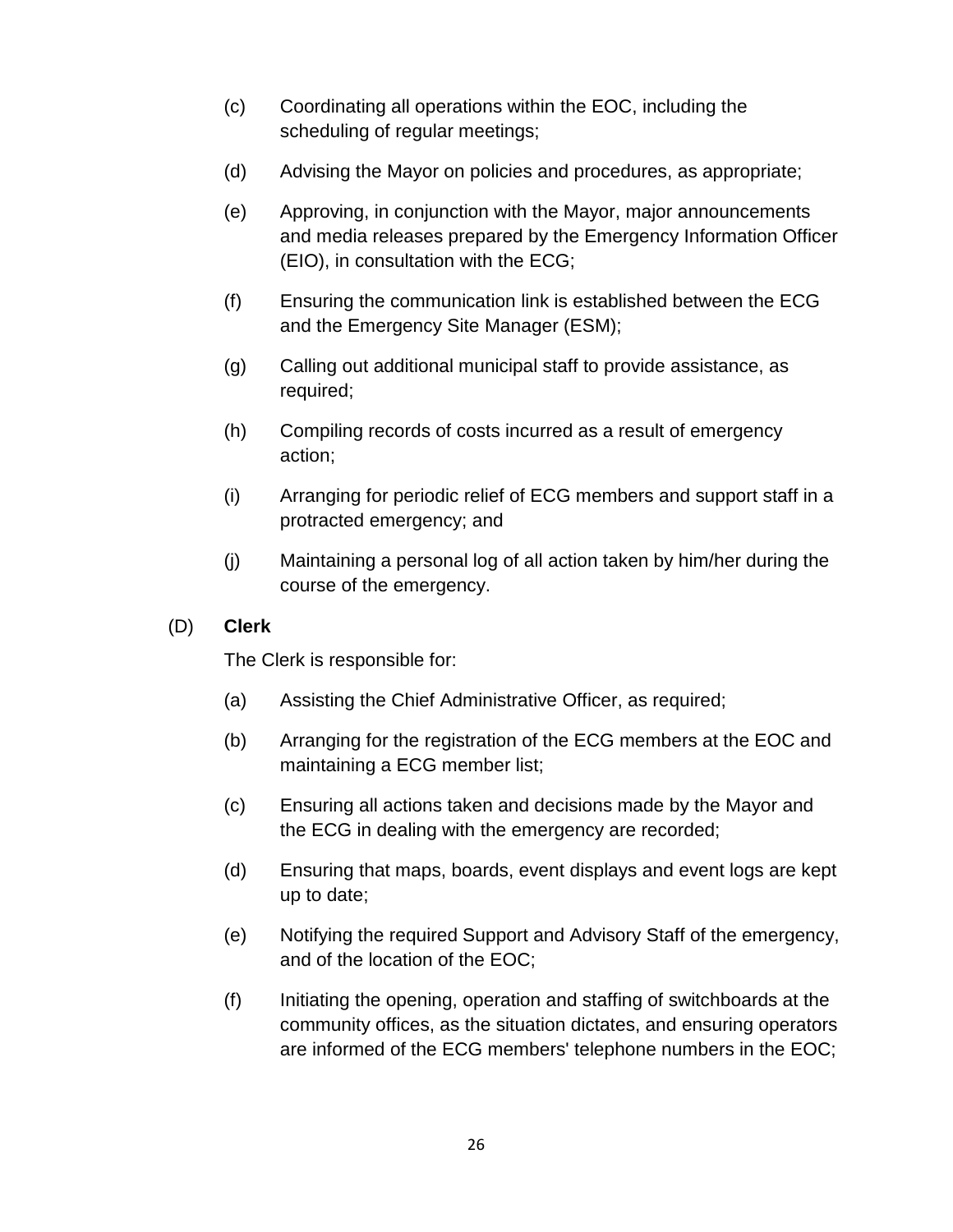(c) Coordinating all operations within the EOC, including the scheduling of regular meetings;

(d) Advising the Mayor on policies and procedures, as appropriate;

(e) Approving, in conjunction with the Mayor, major announcements and media releases prepared by the Emergency Information Officer (EIO), in consultation with the ECG;

(f) Ensuring the communication link is established between the ECG and the Emergency Site Manager (ESM);

(g) Calling out additional municipal staff to provide assistance, as required;

(h) Compiling records of costs incurred as a result of emergency action;

(i) Arranging for periodic relief of ECG members and support staff in a protracted emergency; and

(j) Maintaining a personal log of all action taken by him/her during the course of the emergency.

(D) **Clerk**

The Clerk is responsible for:

(a) Assisting the Chief Administrative Officer, as required;

(b) Arranging for the registration of the ECG members at the EOC and maintaining a ECG member list;

(c) Ensuring all actions taken and decisions made by the Mayor and the ECG in dealing with the emergency are recorded;

(d) Ensuring that maps, boards, event displays and event logs are kept up to date;

(e) Notifying the required Support and Advisory Staff of the emergency, and of the location of the EOC;

(f) Initiating the opening, operation and staffing of switchboards at the community offices, as the situation dictates, and ensuring operators are informed of the ECG members' telephone numbers in the EOC;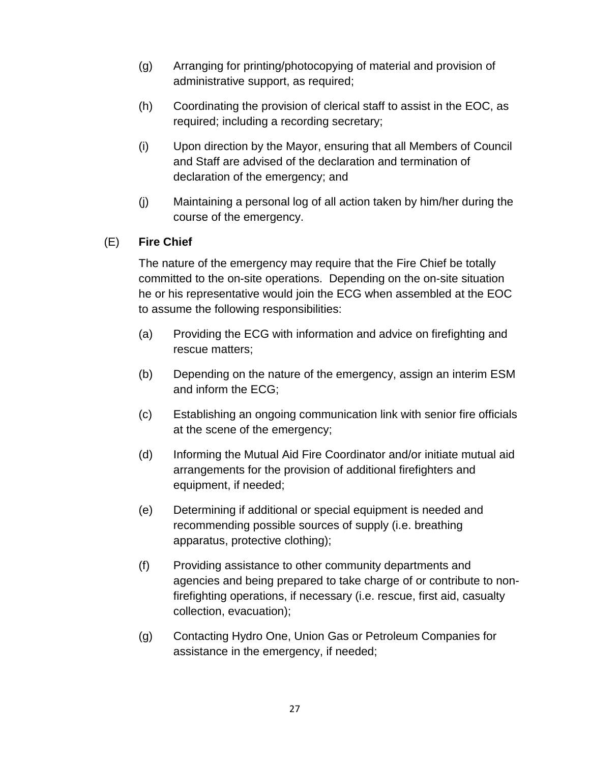(g) Arranging for printing/photocopying of material and provision of administrative support, as required;

(h) Coordinating the provision of clerical staff to assist in the EOC, as required; including a recording secretary;

(i) Upon direction by the Mayor, ensuring that all Members of Council and Staff are advised of the declaration and termination of declaration of the emergency; and

(j) Maintaining a personal log of all action taken by him/her during the course of the emergency.

### (E) **Fire Chief**

The nature of the emergency may require that the Fire Chief be totally committed to the on-site operations. Depending on the on-site situation he or his representative would join the ECG when assembled at the EOC to assume the following responsibilities:

(a) Providing the ECG with information and advice on firefighting and rescue matters;

(b) Depending on the nature of the emergency, assign an interim ESM and inform the ECG;

(c) Establishing an ongoing communication link with senior fire officials at the scene of the emergency;

(d) Informing the Mutual Aid Fire Coordinator and/or initiate mutual aid arrangements for the provision of additional firefighters and equipment, if needed;

(e) Determining if additional or special equipment is needed and recommending possible sources of supply (i.e. breathing apparatus, protective clothing);

(f) Providing assistance to other community departments and agencies and being prepared to take charge of or contribute to non-firefighting operations, if necessary (i.e. rescue, first aid, casualty collection, evacuation);

(g) Contacting Hydro One, Union Gas or Petroleum Companies for assistance in the emergency, if needed;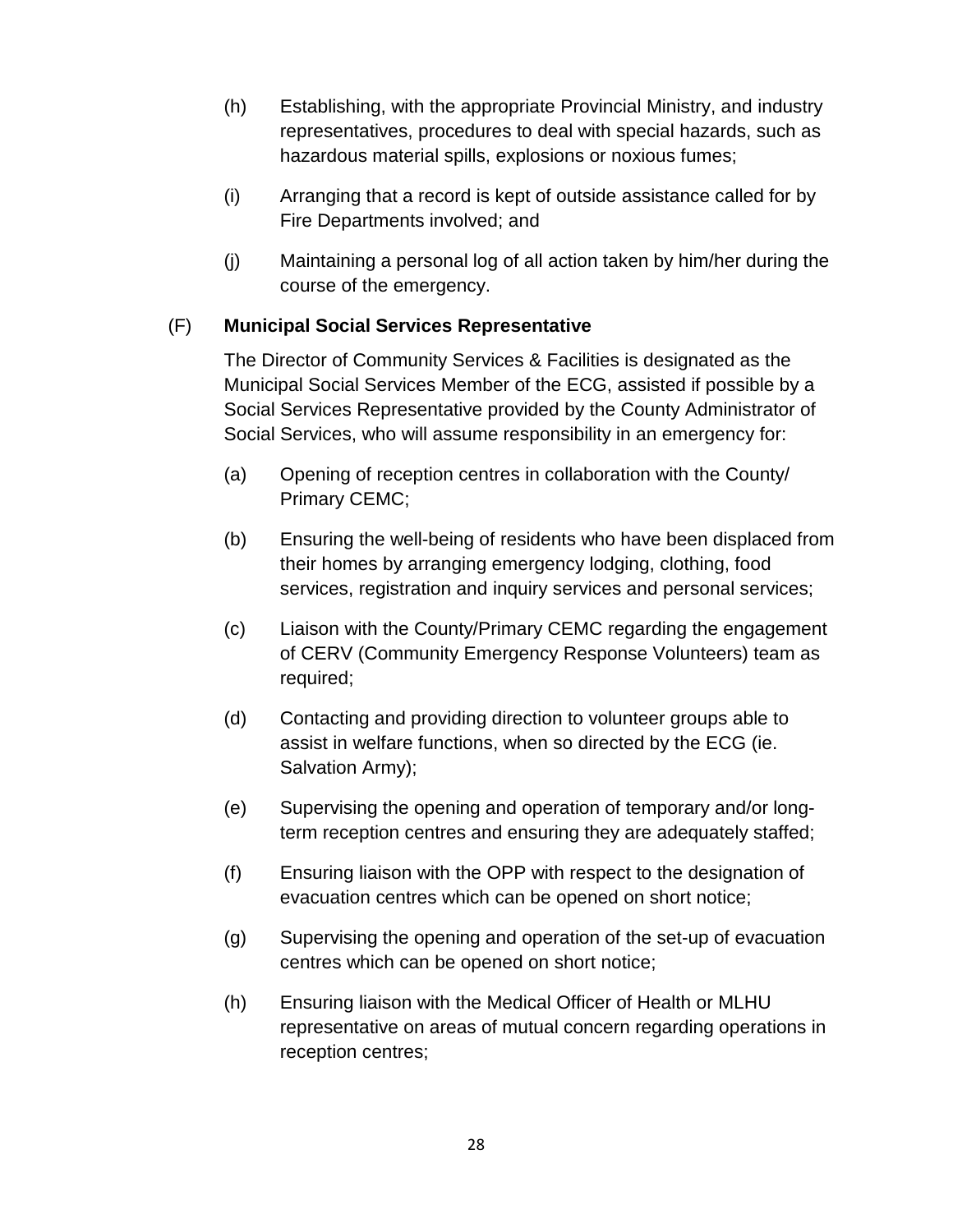(h) Establishing, with the appropriate Provincial Ministry, and industry representatives, procedures to deal with special hazards, such as hazardous material spills, explosions or noxious fumes;

(i) Arranging that a record is kept of outside assistance called for by Fire Departments involved; and

(j) Maintaining a personal log of all action taken by him/her during the course of the emergency.

(F) **Municipal Social Services Representative**

The Director of Community Services & Facilities is designated as the Municipal Social Services Member of the ECG, assisted if possible by a Social Services Representative provided by the County Administrator of Social Services, who will assume responsibility in an emergency for:

(a) Opening of reception centres in collaboration with the County/ Primary CEMC;

(b) Ensuring the well-being of residents who have been displaced from their homes by arranging emergency lodging, clothing, food services, registration and inquiry services and personal services;

(c) Liaison with the County/Primary CEMC regarding the engagement of CERV (Community Emergency Response Volunteers) team as required;

(d) Contacting and providing direction to volunteer groups able to assist in welfare functions, when so directed by the ECG (ie. Salvation Army);

(e) Supervising the opening and operation of temporary and/or long-term reception centres and ensuring they are adequately staffed;

(f) Ensuring liaison with the OPP with respect to the designation of evacuation centres which can be opened on short notice;

(g) Supervising the opening and operation of the set-up of evacuation centres which can be opened on short notice;

(h) Ensuring liaison with the Medical Officer of Health or MLHU representative on areas of mutual concern regarding operations in reception centres;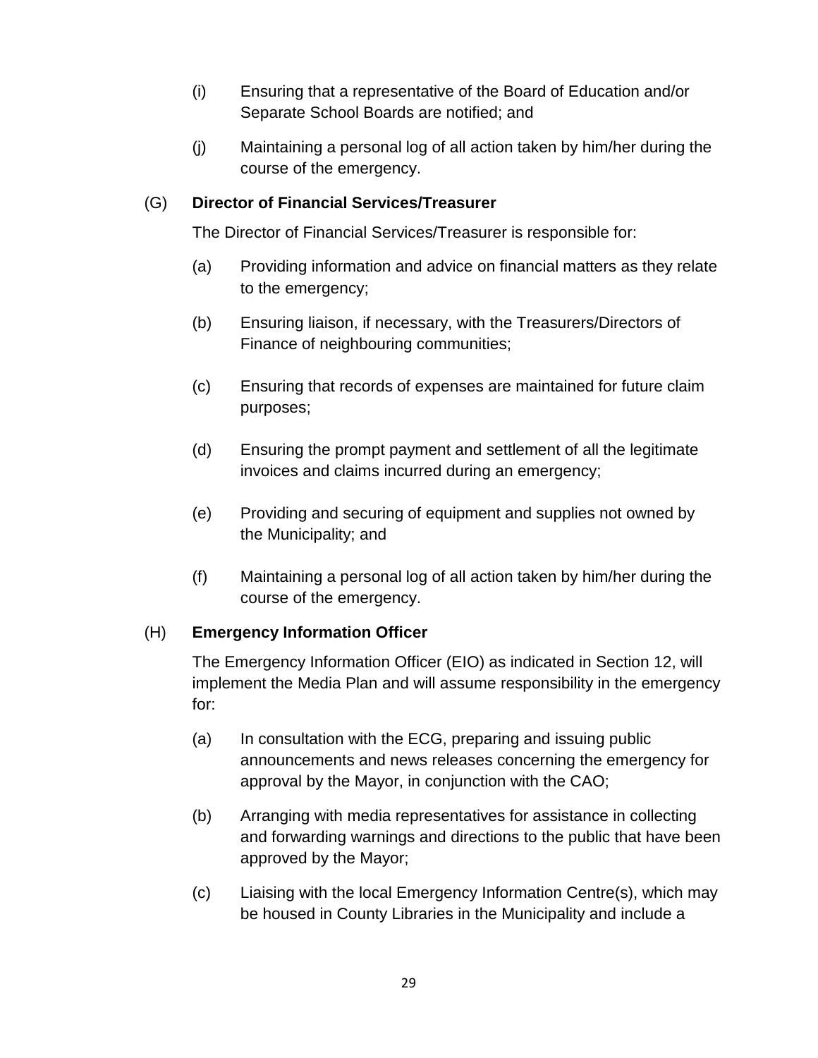(i) Ensuring that a representative of the Board of Education and/or Separate School Boards are notified; and

(j) Maintaining a personal log of all action taken by him/her during the course of the emergency.

(G) **Director of Financial Services/Treasurer**

The Director of Financial Services/Treasurer is responsible for:

(a) Providing information and advice on financial matters as they relate to the emergency;

(b) Ensuring liaison, if necessary, with the Treasurers/Directors of Finance of neighbouring communities;

(c) Ensuring that records of expenses are maintained for future claim purposes;

(d) Ensuring the prompt payment and settlement of all the legitimate invoices and claims incurred during an emergency;

(e) Providing and securing of equipment and supplies not owned by the Municipality; and

(f) Maintaining a personal log of all action taken by him/her during the course of the emergency.

(H) **Emergency Information Officer**

The Emergency Information Officer (EIO) as indicated in Section 12, will implement the Media Plan and will assume responsibility in the emergency for:

(a) In consultation with the ECG, preparing and issuing public announcements and news releases concerning the emergency for approval by the Mayor, in conjunction with the CAO;

(b) Arranging with media representatives for assistance in collecting and forwarding warnings and directions to the public that have been approved by the Mayor;

(c) Liaising with the local Emergency Information Centre(s), which may be housed in County Libraries in the Municipality and include a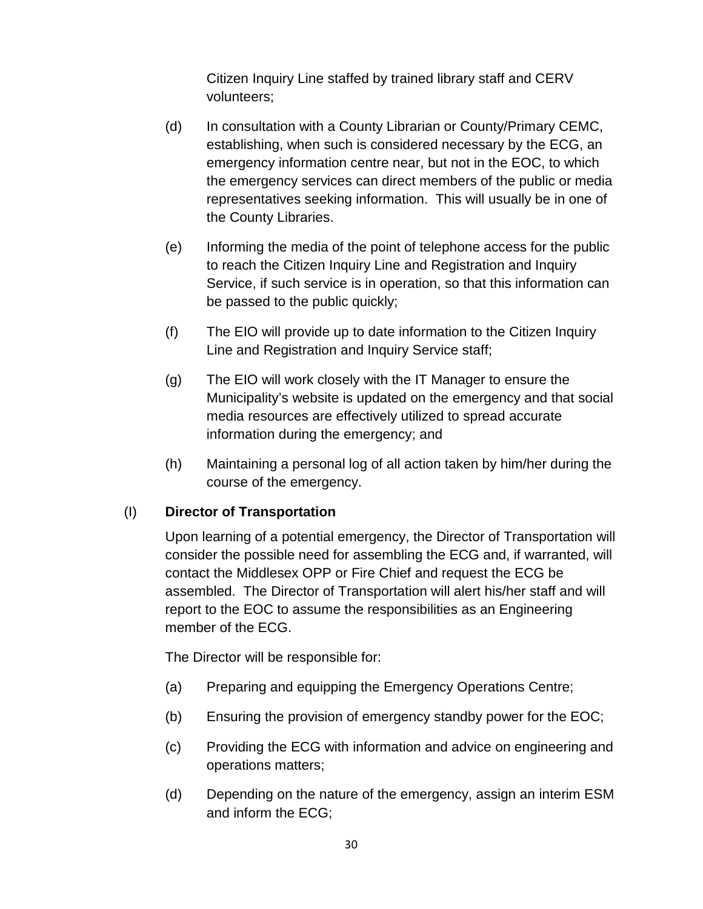Citizen Inquiry Line staffed by trained library staff and CERV volunteers;

(d) In consultation with a County Librarian or County/Primary CEMC, establishing, when such is considered necessary by the ECG, an emergency information centre near, but not in the EOC, to which the emergency services can direct members of the public or media representatives seeking information. This will usually be in one of the County Libraries.

(e) Informing the media of the point of telephone access for the public to reach the Citizen Inquiry Line and Registration and Inquiry Service, if such service is in operation, so that this information can be passed to the public quickly;

(f) The EIO will provide up to date information to the Citizen Inquiry Line and Registration and Inquiry Service staff;

(g) The EIO will work closely with the IT Manager to ensure the Municipality's website is updated on the emergency and that social media resources are effectively utilized to spread accurate information during the emergency; and

(h) Maintaining a personal log of all action taken by him/her during the course of the emergency.

(l) **Director of Transportation**

Upon learning of a potential emergency, the Director of Transportation will consider the possible need for assembling the ECG and, if warranted, will contact the Middlesex OPP or Fire Chief and request the ECG be assembled. The Director of Transportation will alert his/her staff and will report to the EOC to assume the responsibilities as an Engineering member of the ECG.

The Director will be responsible for:

(a) Preparing and equipping the Emergency Operations Centre;

(b) Ensuring the provision of emergency standby power for the EOC;

(c) Providing the ECG with information and advice on engineering and operations matters;

(d) Depending on the nature of the emergency, assign an interim ESM and inform the ECG;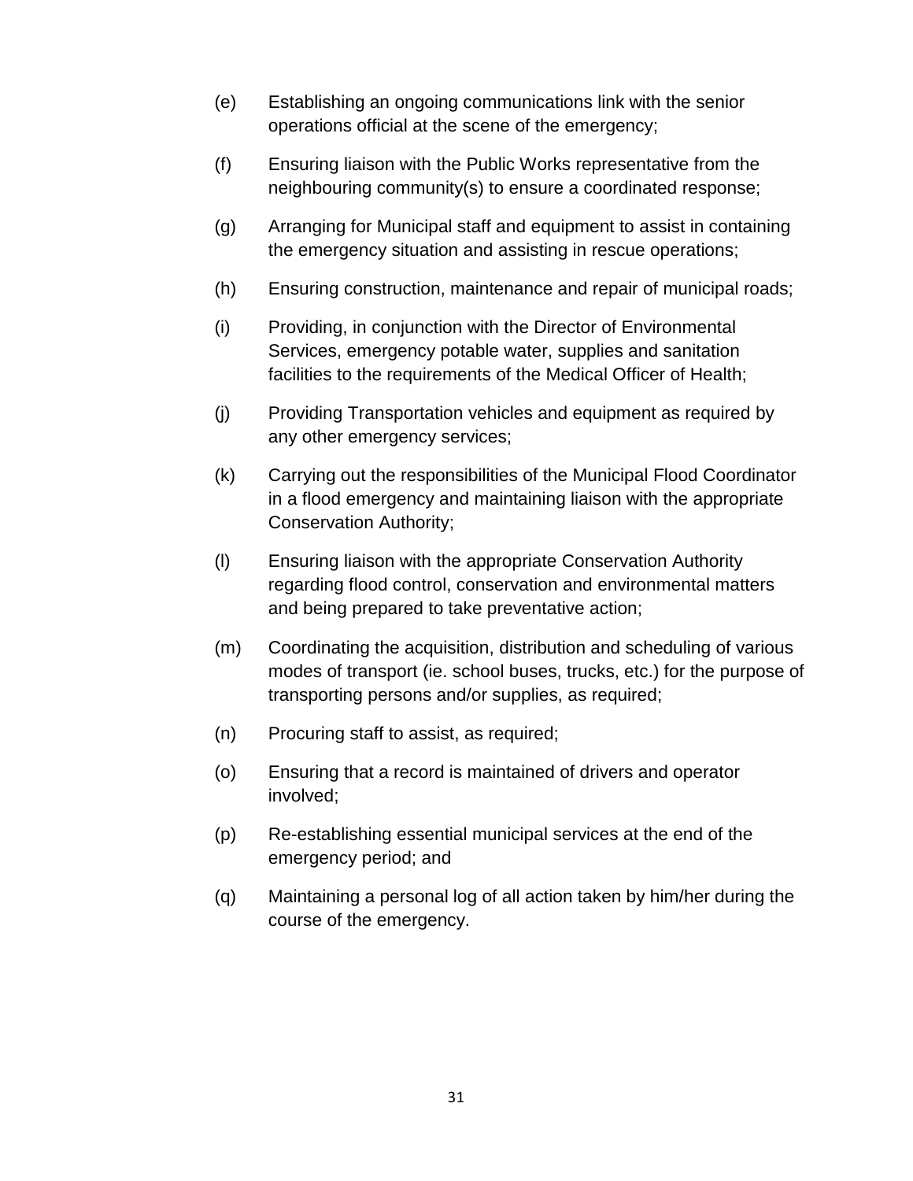(e) Establishing an ongoing communications link with the senior operations official at the scene of the emergency;

(f) Ensuring liaison with the Public Works representative from the neighbouring community(s) to ensure a coordinated response;

(g) Arranging for Municipal staff and equipment to assist in containing the emergency situation and assisting in rescue operations;

(h) Ensuring construction, maintenance and repair of municipal roads;

(i) Providing, in conjunction with the Director of Environmental Services, emergency potable water, supplies and sanitation facilities to the requirements of the Medical Officer of Health;

(j) Providing Transportation vehicles and equipment as required by any other emergency services;

(k) Carrying out the responsibilities of the Municipal Flood Coordinator in a flood emergency and maintaining liaison with the appropriate Conservation Authority;

(l) Ensuring liaison with the appropriate Conservation Authority regarding flood control, conservation and environmental matters and being prepared to take preventative action;

(m) Coordinating the acquisition, distribution and scheduling of various modes of transport (ie. school buses, trucks, etc.) for the purpose of transporting persons and/or supplies, as required;

(n) Procuring staff to assist, as required;

(o) Ensuring that a record is maintained of drivers and operator involved;

(p) Re-establishing essential municipal services at the end of the emergency period; and

(q) Maintaining a personal log of all action taken by him/her during the course of the emergency.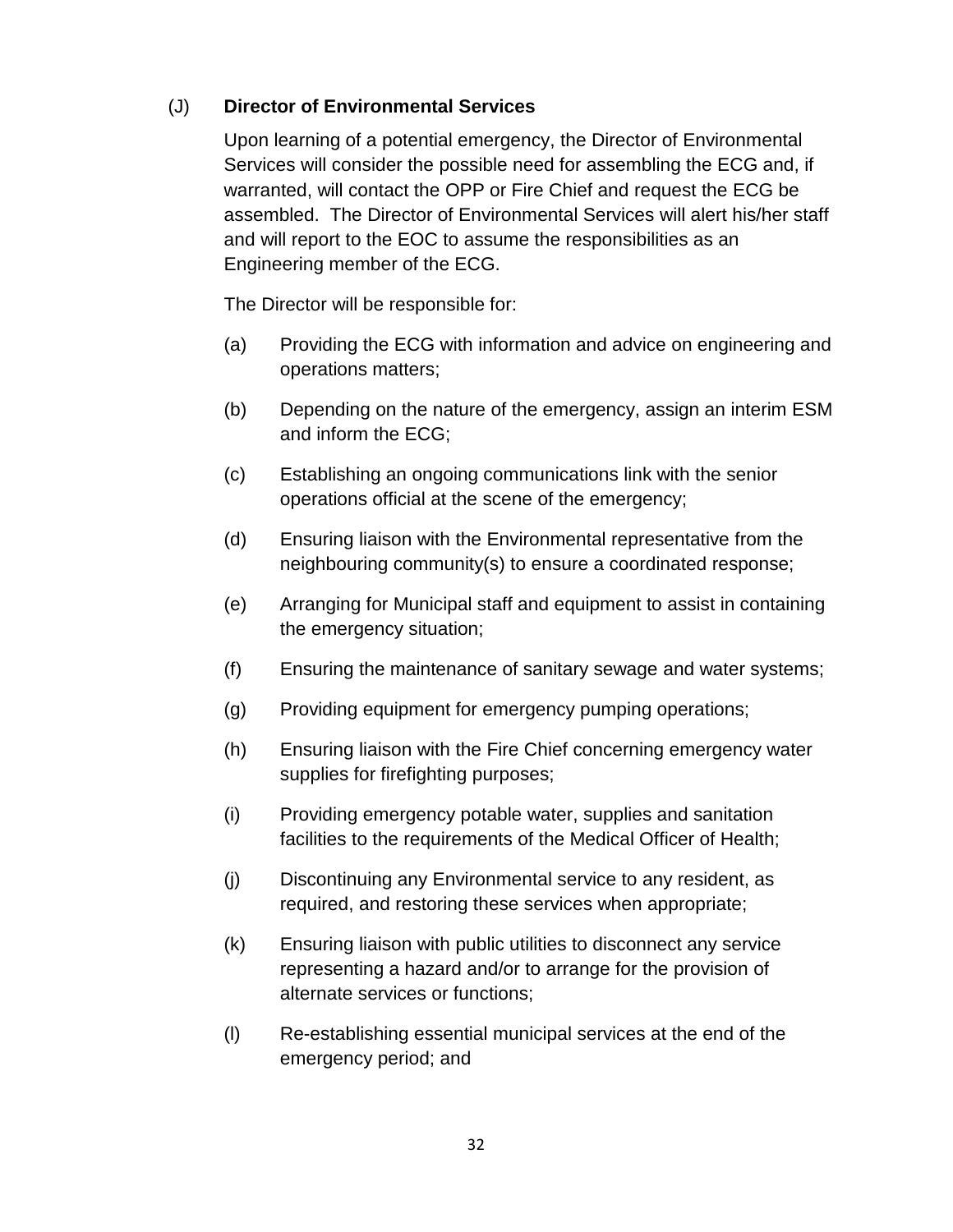### (J) **Director of Environmental Services**

Upon learning of a potential emergency, the Director of Environmental Services will consider the possible need for assembling the ECG and, if warranted, will contact the OPP or Fire Chief and request the ECG be assembled. The Director of Environmental Services will alert his/her staff and will report to the EOC to assume the responsibilities as an Engineering member of the ECG.

The Director will be responsible for:

(a) Providing the ECG with information and advice on engineering and operations matters;

(b) Depending on the nature of the emergency, assign an interim ESM and inform the ECG;

(c) Establishing an ongoing communications link with the senior operations official at the scene of the emergency;

(d) Ensuring liaison with the Environmental representative from the neighbouring community(s) to ensure a coordinated response;

(e) Arranging for Municipal staff and equipment to assist in containing the emergency situation;

(f) Ensuring the maintenance of sanitary sewage and water systems;

(g) Providing equipment for emergency pumping operations;

(h) Ensuring liaison with the Fire Chief concerning emergency water supplies for firefighting purposes;

(i) Providing emergency potable water, supplies and sanitation facilities to the requirements of the Medical Officer of Health;

(j) Discontinuing any Environmental service to any resident, as required, and restoring these services when appropriate;

(k) Ensuring liaison with public utilities to disconnect any service representing a hazard and/or to arrange for the provision of alternate services or functions;

(l) Re-establishing essential municipal services at the end of the emergency period; and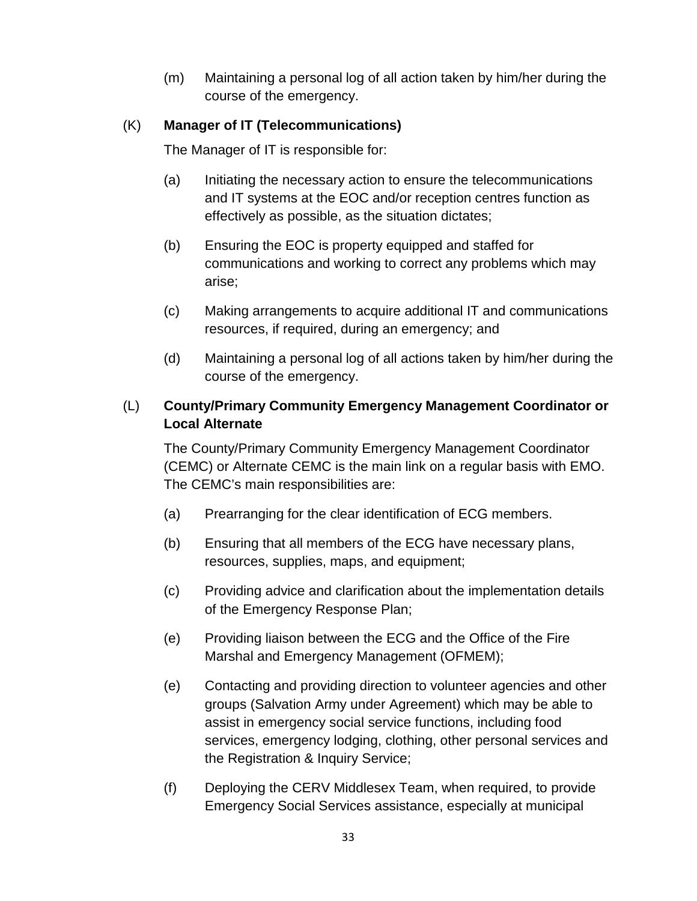(m) Maintaining a personal log of all action taken by him/her during the course of the emergency.

(K) **Manager of IT (Telecommunications)**

The Manager of IT is responsible for:

(a) Initiating the necessary action to ensure the telecommunications and IT systems at the EOC and/or reception centres function as effectively as possible, as the situation dictates;

(b) Ensuring the EOC is property equipped and staffed for communications and working to correct any problems which may arise;

(c) Making arrangements to acquire additional IT and communications resources, if required, during an emergency; and

(d) Maintaining a personal log of all actions taken by him/her during the course of the emergency.

(L) **County/Primary Community Emergency Management Coordinator or Local Alternate**

The County/Primary Community Emergency Management Coordinator (CEMC) or Alternate CEMC is the main link on a regular basis with EMO. The CEMC's main responsibilities are:

(a) Prearranging for the clear identification of ECG members.

(b) Ensuring that all members of the ECG have necessary plans, resources, supplies, maps, and equipment;

(c) Providing advice and clarification about the implementation details of the Emergency Response Plan;

(e) Providing liaison between the ECG and the Office of the Fire Marshal and Emergency Management (OFMEM);

(e) Contacting and providing direction to volunteer agencies and other groups (Salvation Army under Agreement) which may be able to assist in emergency social service functions, including food services, emergency lodging, clothing, other personal services and the Registration & Inquiry Service;

(f) Deploying the CERV Middlesex Team, when required, to provide Emergency Social Services assistance, especially at municipal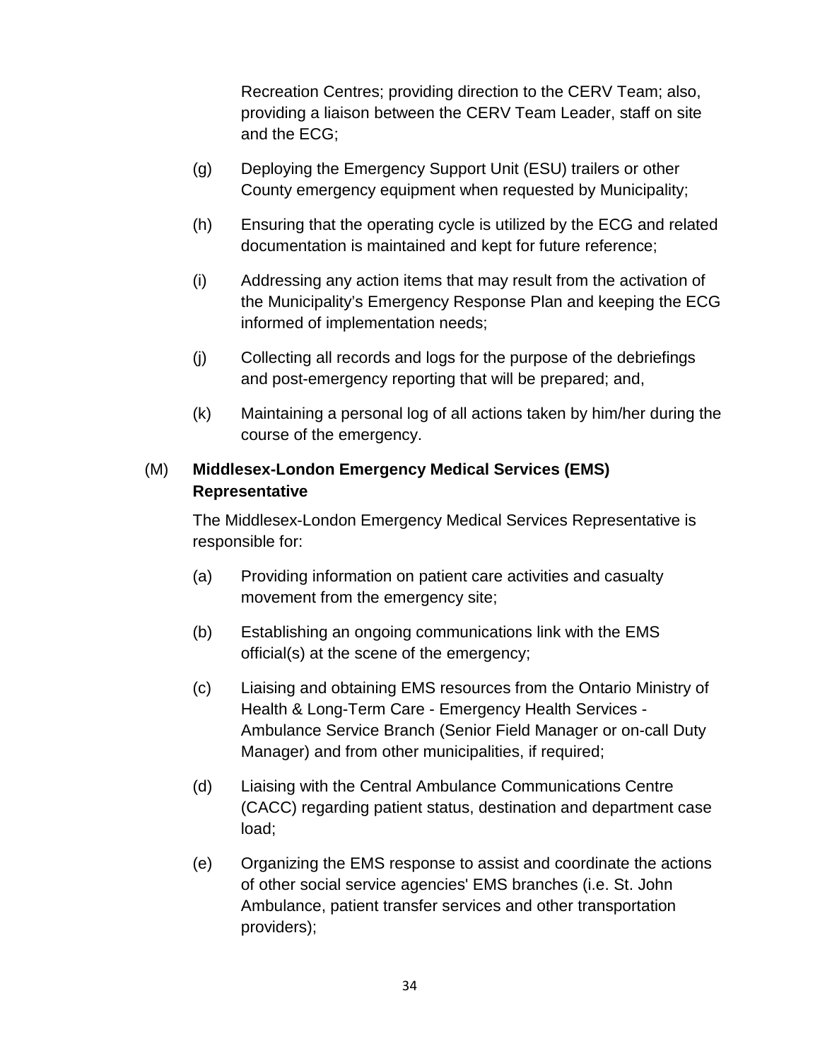Recreation Centres; providing direction to the CERV Team; also, providing a liaison between the CERV Team Leader, staff on site and the ECG;

(g) Deploying the Emergency Support Unit (ESU) trailers or other County emergency equipment when requested by Municipality;

(h) Ensuring that the operating cycle is utilized by the ECG and related documentation is maintained and kept for future reference;

(i) Addressing any action items that may result from the activation of the Municipality's Emergency Response Plan and keeping the ECG informed of implementation needs;

(j) Collecting all records and logs for the purpose of the debriefings and post-emergency reporting that will be prepared; and,

(k) Maintaining a personal log of all actions taken by him/her during the course of the emergency.

(M) **Middlesex-London Emergency Medical Services (EMS) Representative**

The Middlesex-London Emergency Medical Services Representative is responsible for:

(a) Providing information on patient care activities and casualty movement from the emergency site;

(b) Establishing an ongoing communications link with the EMS official(s) at the scene of the emergency;

(c) Liaising and obtaining EMS resources from the Ontario Ministry of Health & Long-Term Care - Emergency Health Services - Ambulance Service Branch (Senior Field Manager or on-call Duty Manager) and from other municipalities, if required;

(d) Liaising with the Central Ambulance Communications Centre (CACC) regarding patient status, destination and department case load;

(e) Organizing the EMS response to assist and coordinate the actions of other social service agencies' EMS branches (i.e. St. John Ambulance, patient transfer services and other transportation providers);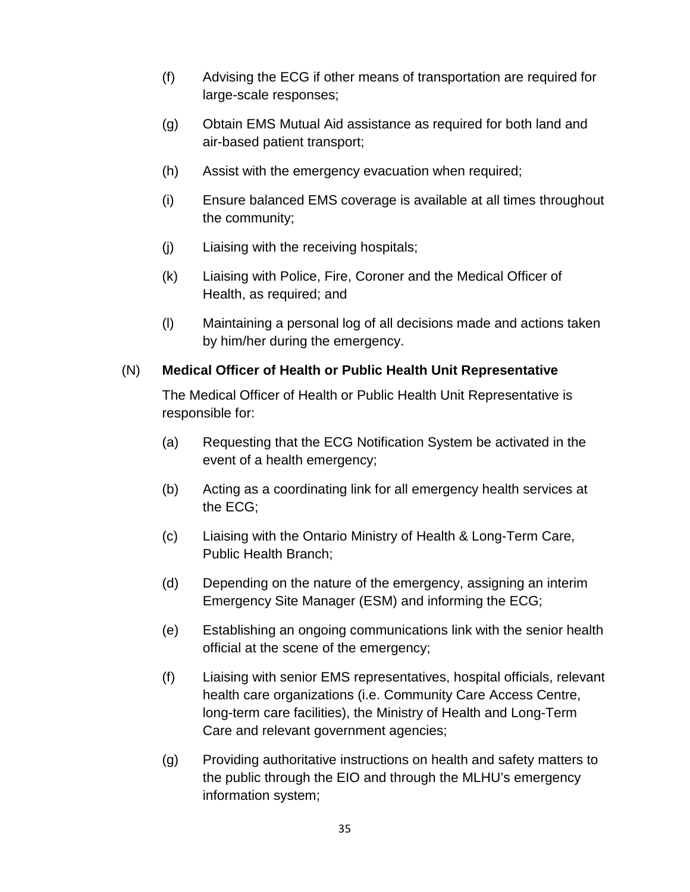(f) Advising the ECG if other means of transportation are required for large-scale responses;

(g) Obtain EMS Mutual Aid assistance as required for both land and air-based patient transport;

(h) Assist with the emergency evacuation when required;

(i) Ensure balanced EMS coverage is available at all times throughout the community;

(j) Liaising with the receiving hospitals;

(k) Liaising with Police, Fire, Coroner and the Medical Officer of Health, as required; and

(l) Maintaining a personal log of all decisions made and actions taken by him/her during the emergency.

(N) **Medical Officer of Health or Public Health Unit Representative**

The Medical Officer of Health or Public Health Unit Representative is responsible for:

(a) Requesting that the ECG Notification System be activated in the event of a health emergency;

(b) Acting as a coordinating link for all emergency health services at the ECG;

(c) Liaising with the Ontario Ministry of Health & Long-Term Care, Public Health Branch;

(d) Depending on the nature of the emergency, assigning an interim Emergency Site Manager (ESM) and informing the ECG;

(e) Establishing an ongoing communications link with the senior health official at the scene of the emergency;

(f) Liaising with senior EMS representatives, hospital officials, relevant health care organizations (i.e. Community Care Access Centre, long-term care facilities), the Ministry of Health and Long-Term Care and relevant government agencies;

(g) Providing authoritative instructions on health and safety matters to the public through the EIO and through the MLHU's emergency information system;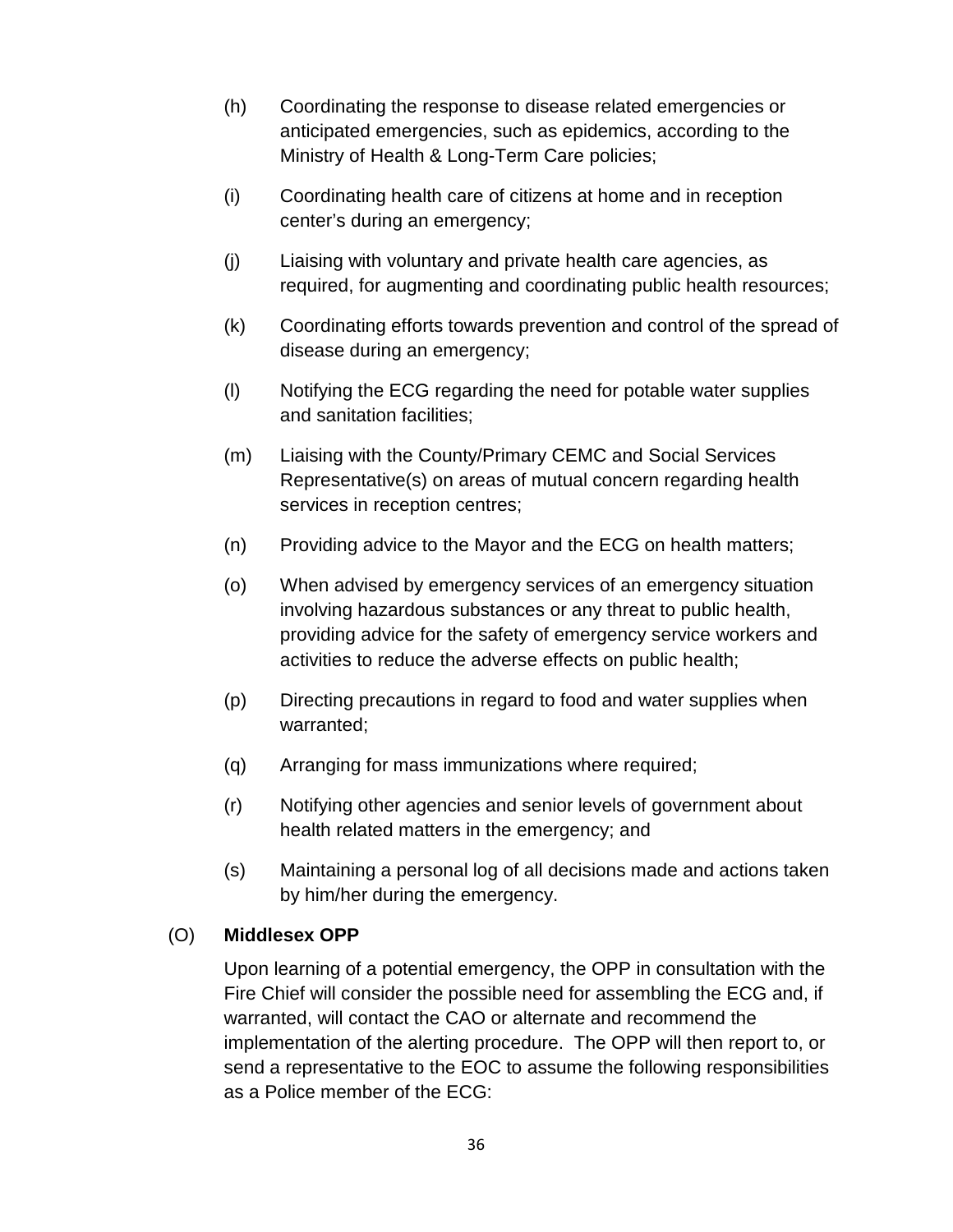(h) Coordinating the response to disease related emergencies or anticipated emergencies, such as epidemics, according to the Ministry of Health & Long-Term Care policies;

(i) Coordinating health care of citizens at home and in reception center's during an emergency;

(j) Liaising with voluntary and private health care agencies, as required, for augmenting and coordinating public health resources;

(k) Coordinating efforts towards prevention and control of the spread of disease during an emergency;

(l) Notifying the ECG regarding the need for potable water supplies and sanitation facilities;

(m) Liaising with the County/Primary CEMC and Social Services Representative(s) on areas of mutual concern regarding health services in reception centres;

(n) Providing advice to the Mayor and the ECG on health matters;

(o) When advised by emergency services of an emergency situation involving hazardous substances or any threat to public health, providing advice for the safety of emergency service workers and activities to reduce the adverse effects on public health;

(p) Directing precautions in regard to food and water supplies when warranted;

(q) Arranging for mass immunizations where required;

(r) Notifying other agencies and senior levels of government about health related matters in the emergency; and

(s) Maintaining a personal log of all decisions made and actions taken by him/her during the emergency.

(O) **Middlesex OPP**

Upon learning of a potential emergency, the OPP in consultation with the Fire Chief will consider the possible need for assembling the ECG and, if warranted, will contact the CAO or alternate and recommend the implementation of the alerting procedure. The OPP will then report to, or send a representative to the EOC to assume the following responsibilities as a Police member of the ECG: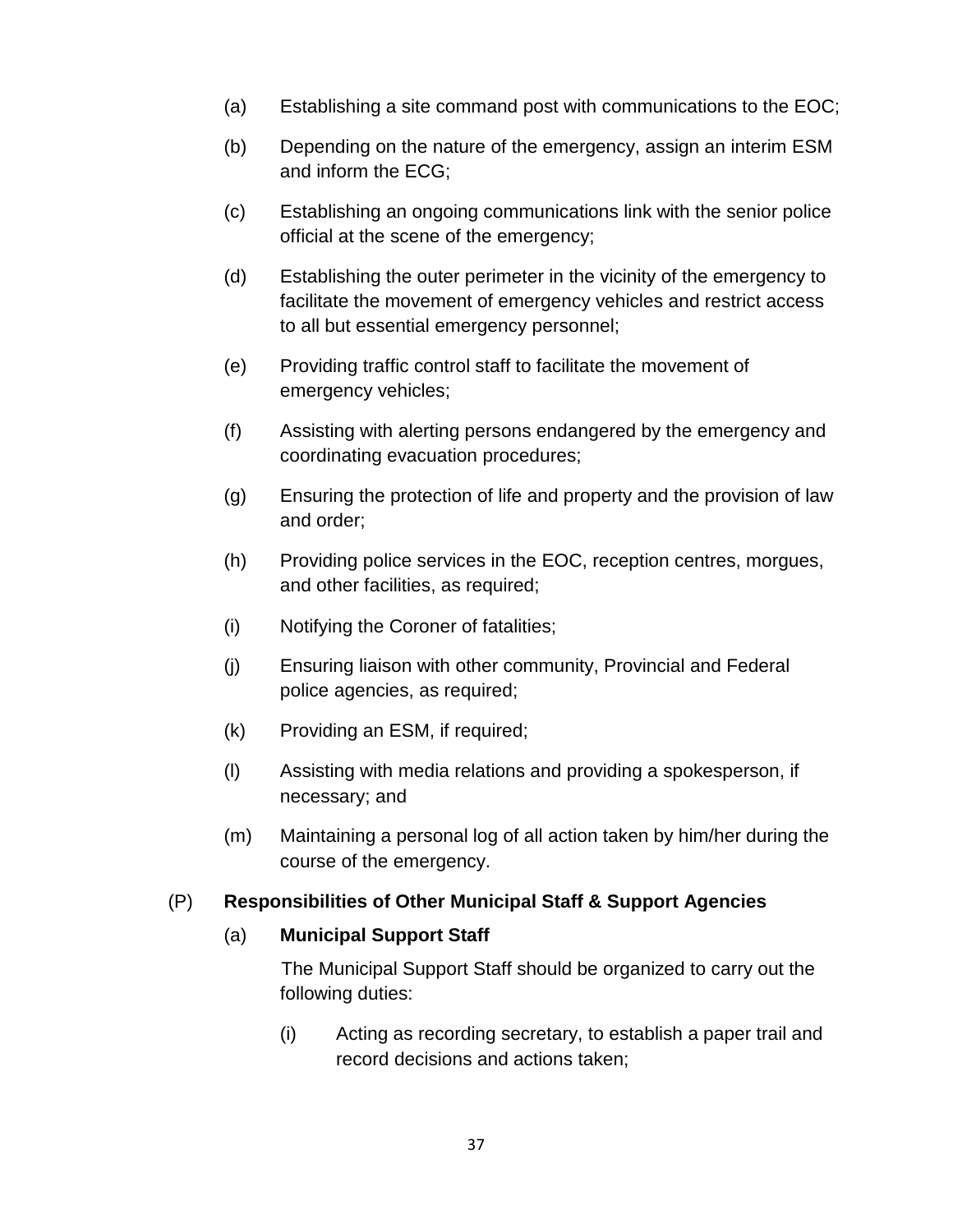(a) Establishing a site command post with communications to the EOC;

(b) Depending on the nature of the emergency, assign an interim ESM and inform the ECG;

(c) Establishing an ongoing communications link with the senior police official at the scene of the emergency;

(d) Establishing the outer perimeter in the vicinity of the emergency to facilitate the movement of emergency vehicles and restrict access to all but essential emergency personnel;

(e) Providing traffic control staff to facilitate the movement of emergency vehicles;

(f) Assisting with alerting persons endangered by the emergency and coordinating evacuation procedures;

(g) Ensuring the protection of life and property and the provision of law and order;

(h) Providing police services in the EOC, reception centres, morgues, and other facilities, as required;

(i) Notifying the Coroner of fatalities;

(j) Ensuring liaison with other community, Provincial and Federal police agencies, as required;

(k) Providing an ESM, if required;

(l) Assisting with media relations and providing a spokesperson, if necessary; and

(m) Maintaining a personal log of all action taken by him/her during the course of the emergency.

(P) **Responsibilities of Other Municipal Staff & Support Agencies**

(a) **Municipal Support Staff**

The Municipal Support Staff should be organized to carry out the following duties:

(i) Acting as recording secretary, to establish a paper trail and record decisions and actions taken;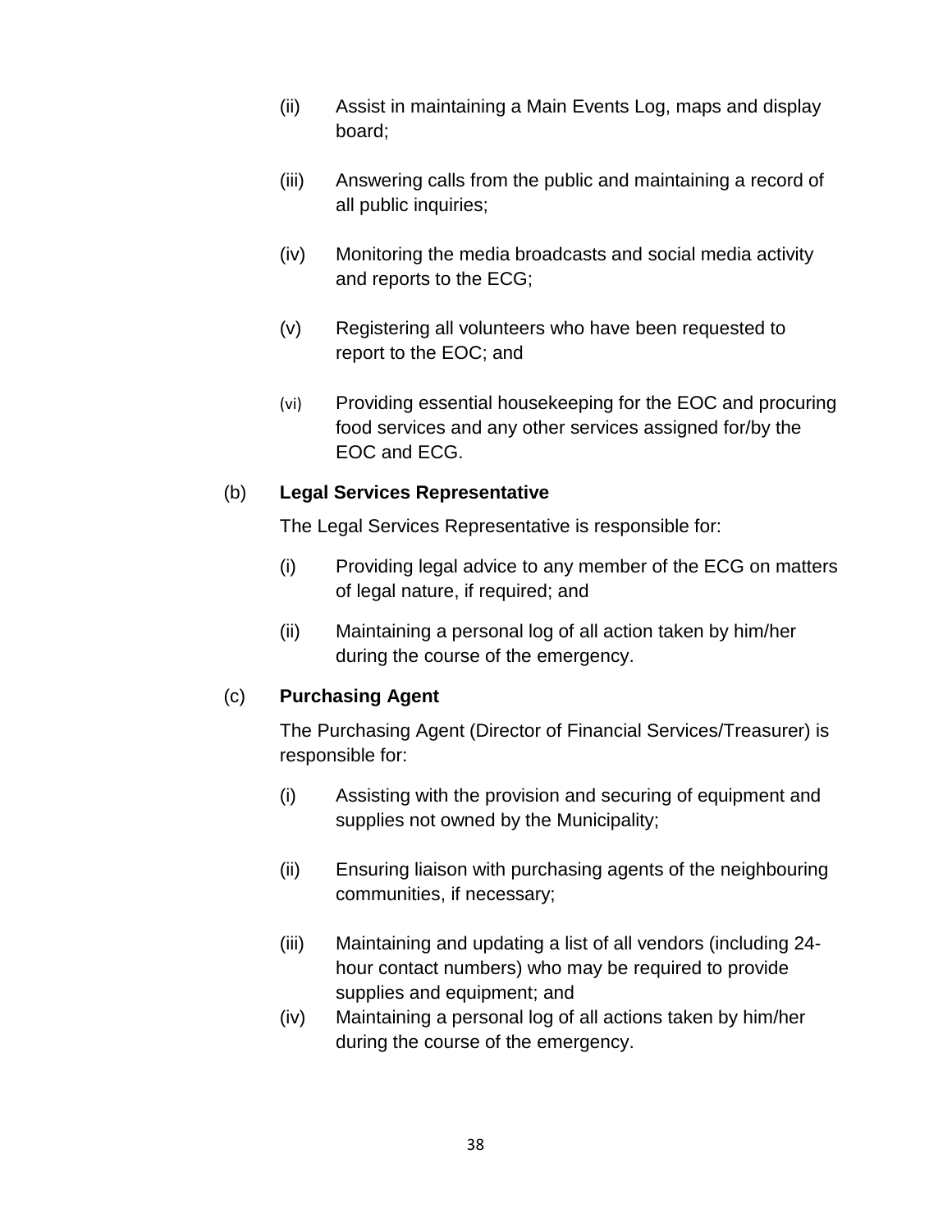(ii) Assist in maintaining a Main Events Log, maps and display board;

(iii) Answering calls from the public and maintaining a record of all public inquiries;

(iv) Monitoring the media broadcasts and social media activity and reports to the ECG;

(v) Registering all volunteers who have been requested to report to the EOC; and

(vi) Providing essential housekeeping for the EOC and procuring food services and any other services assigned for/by the EOC and ECG.

(b) **Legal Services Representative**

The Legal Services Representative is responsible for:

(i) Providing legal advice to any member of the ECG on matters of legal nature, if required; and

(ii) Maintaining a personal log of all action taken by him/her during the course of the emergency.

(c) **Purchasing Agent**

The Purchasing Agent (Director of Financial Services/Treasurer) is responsible for:

(i) Assisting with the provision and securing of equipment and supplies not owned by the Municipality;

(ii) Ensuring liaison with purchasing agents of the neighbouring communities, if necessary;

(iii) Maintaining and updating a list of all vendors (including 24-hour contact numbers) who may be required to provide supplies and equipment; and

(iv) Maintaining a personal log of all actions taken by him/her during the course of the emergency.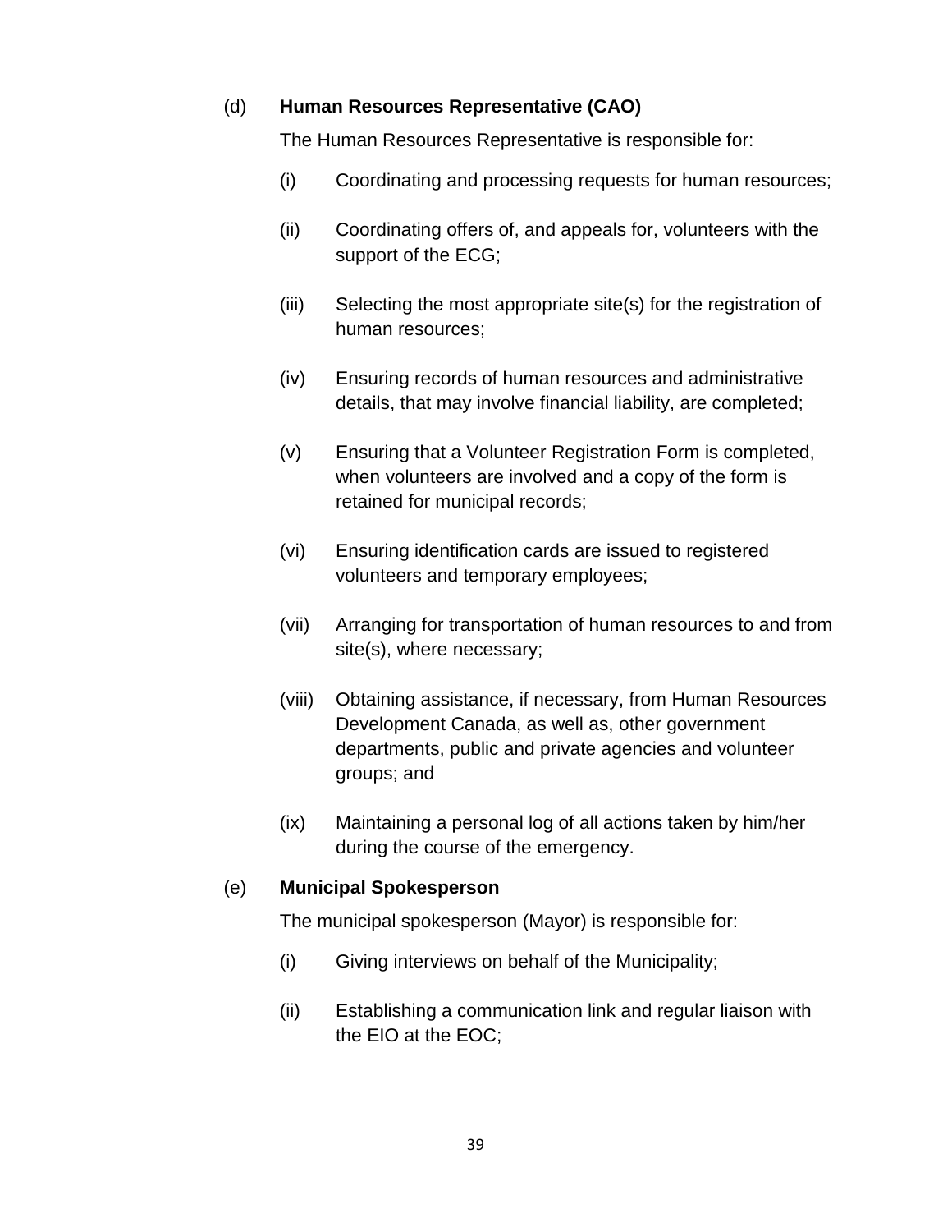(d) **Human Resources Representative (CAO)**

The Human Resources Representative is responsible for:

(i) Coordinating and processing requests for human resources;

(ii) Coordinating offers of, and appeals for, volunteers with the support of the ECG;

(iii) Selecting the most appropriate site(s) for the registration of human resources;

(iv) Ensuring records of human resources and administrative details, that may involve financial liability, are completed;

(v) Ensuring that a Volunteer Registration Form is completed, when volunteers are involved and a copy of the form is retained for municipal records;

(vi) Ensuring identification cards are issued to registered volunteers and temporary employees;

(vii) Arranging for transportation of human resources to and from site(s), where necessary;

(viii) Obtaining assistance, if necessary, from Human Resources Development Canada, as well as, other government departments, public and private agencies and volunteer groups; and

(ix) Maintaining a personal log of all actions taken by him/her during the course of the emergency.

(e) **Municipal Spokesperson**

The municipal spokesperson (Mayor) is responsible for:

(i) Giving interviews on behalf of the Municipality;

(ii) Establishing a communication link and regular liaison with the EIO at the EOC;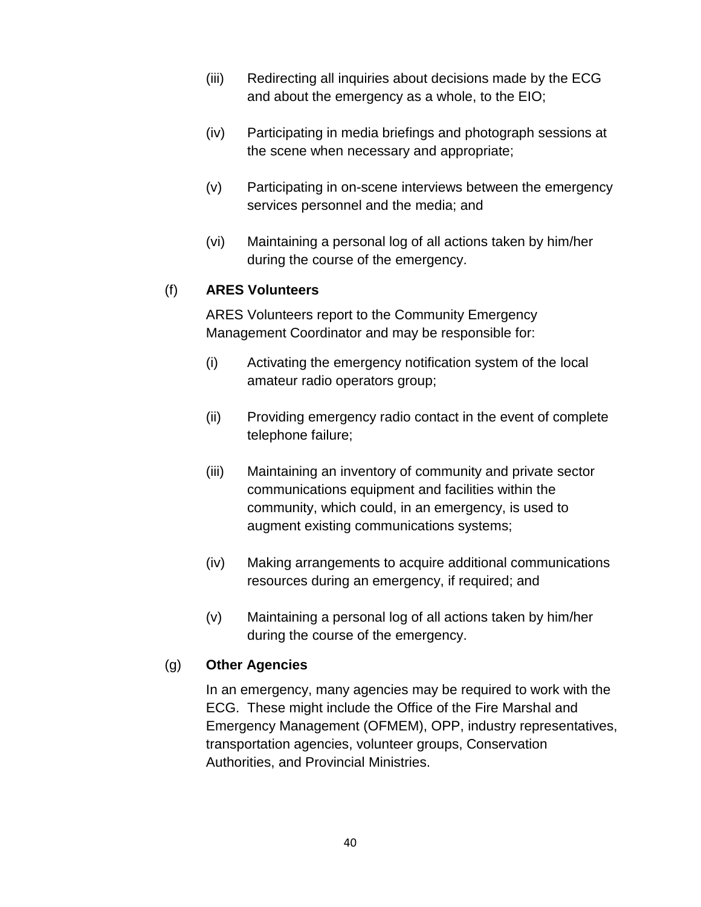(iii) Redirecting all inquiries about decisions made by the ECG and about the emergency as a whole, to the EIO;

(iv) Participating in media briefings and photograph sessions at the scene when necessary and appropriate;

(v) Participating in on-scene interviews between the emergency services personnel and the media; and

(vi) Maintaining a personal log of all actions taken by him/her during the course of the emergency.

(f) **ARES Volunteers**

ARES Volunteers report to the Community Emergency Management Coordinator and may be responsible for:

(i) Activating the emergency notification system of the local amateur radio operators group;

(ii) Providing emergency radio contact in the event of complete telephone failure;

(iii) Maintaining an inventory of community and private sector communications equipment and facilities within the community, which could, in an emergency, is used to augment existing communications systems;

(iv) Making arrangements to acquire additional communications resources during an emergency, if required; and

(v) Maintaining a personal log of all actions taken by him/her during the course of the emergency.

(g) **Other Agencies**

In an emergency, many agencies may be required to work with the ECG. These might include the Office of the Fire Marshal and Emergency Management (OFMEM), OPP, industry representatives, transportation agencies, volunteer groups, Conservation Authorities, and Provincial Ministries.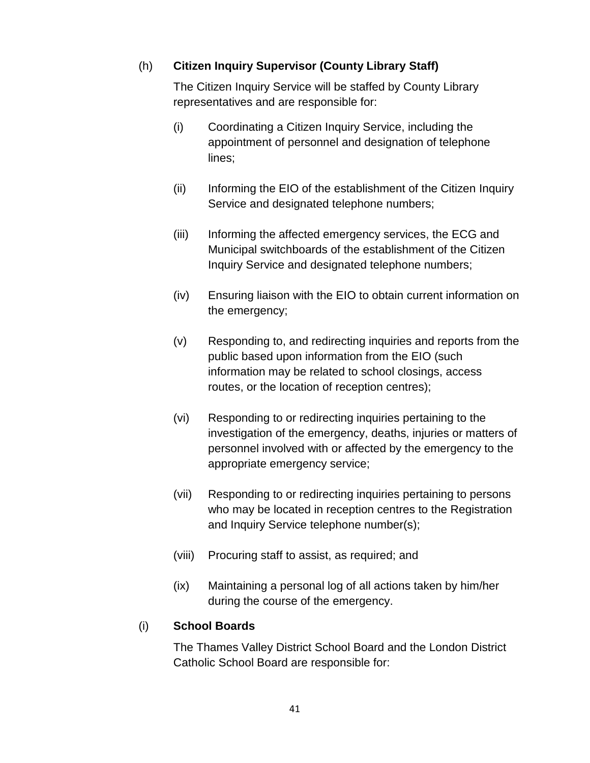(h) **Citizen Inquiry Supervisor (County Library Staff)**

The Citizen Inquiry Service will be staffed by County Library representatives and are responsible for:

(i) Coordinating a Citizen Inquiry Service, including the appointment of personnel and designation of telephone lines;

(ii) Informing the EIO of the establishment of the Citizen Inquiry Service and designated telephone numbers;

(iii) Informing the affected emergency services, the ECG and Municipal switchboards of the establishment of the Citizen Inquiry Service and designated telephone numbers;

(iv) Ensuring liaison with the EIO to obtain current information on the emergency;

(v) Responding to, and redirecting inquiries and reports from the public based upon information from the EIO (such information may be related to school closings, access routes, or the location of reception centres);

(vi) Responding to or redirecting inquiries pertaining to the investigation of the emergency, deaths, injuries or matters of personnel involved with or affected by the emergency to the appropriate emergency service;

(vii) Responding to or redirecting inquiries pertaining to persons who may be located in reception centres to the Registration and Inquiry Service telephone number(s);

(viii) Procuring staff to assist, as required; and

(ix) Maintaining a personal log of all actions taken by him/her during the course of the emergency.

(i) **School Boards**

The Thames Valley District School Board and the London District Catholic School Board are responsible for: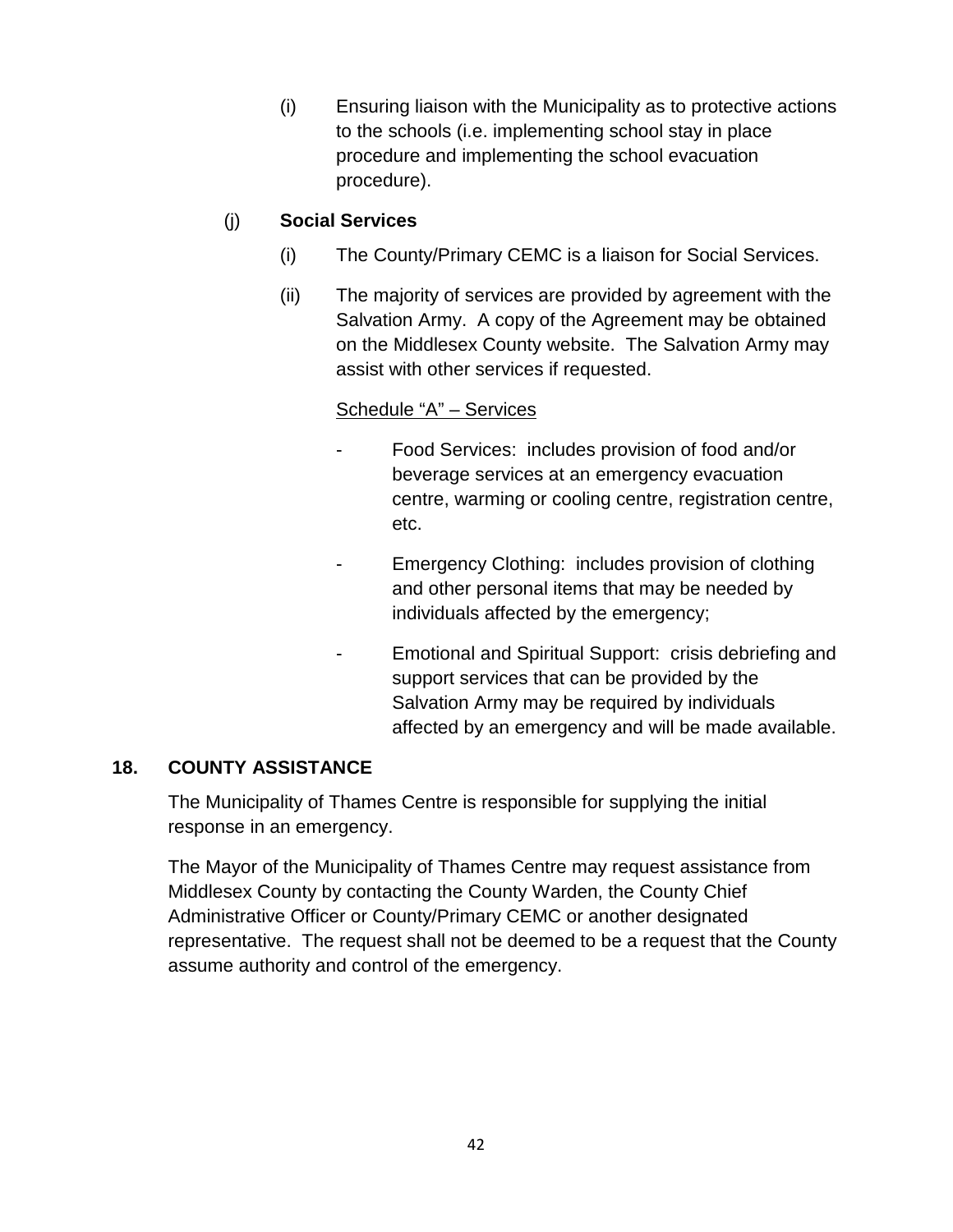(i) Ensuring liaison with the Municipality as to protective actions to the schools (i.e. implementing school stay in place procedure and implementing the school evacuation procedure).

(j) **Social Services**

(i) The County/Primary CEMC is a liaison for Social Services.

(ii) The majority of services are provided by agreement with the Salvation Army. A copy of the Agreement may be obtained on the Middlesex County website. The Salvation Army may assist with other services if requested.

<u>Schedule "A" – Services</u>

- Food Services: includes provision of food and/or beverage services at an emergency evacuation centre, warming or cooling centre, registration centre, etc.
- Emergency Clothing: includes provision of clothing and other personal items that may be needed by individuals affected by the emergency;
- Emotional and Spiritual Support: crisis debriefing and support services that can be provided by the Salvation Army may be required by individuals affected by an emergency and will be made available.

## 18. COUNTY ASSISTANCE

The Municipality of Thames Centre is responsible for supplying the initial response in an emergency.

The Mayor of the Municipality of Thames Centre may request assistance from Middlesex County by contacting the County Warden, the County Chief Administrative Officer or County/Primary CEMC or another designated representative. The request shall not be deemed to be a request that the County assume authority and control of the emergency.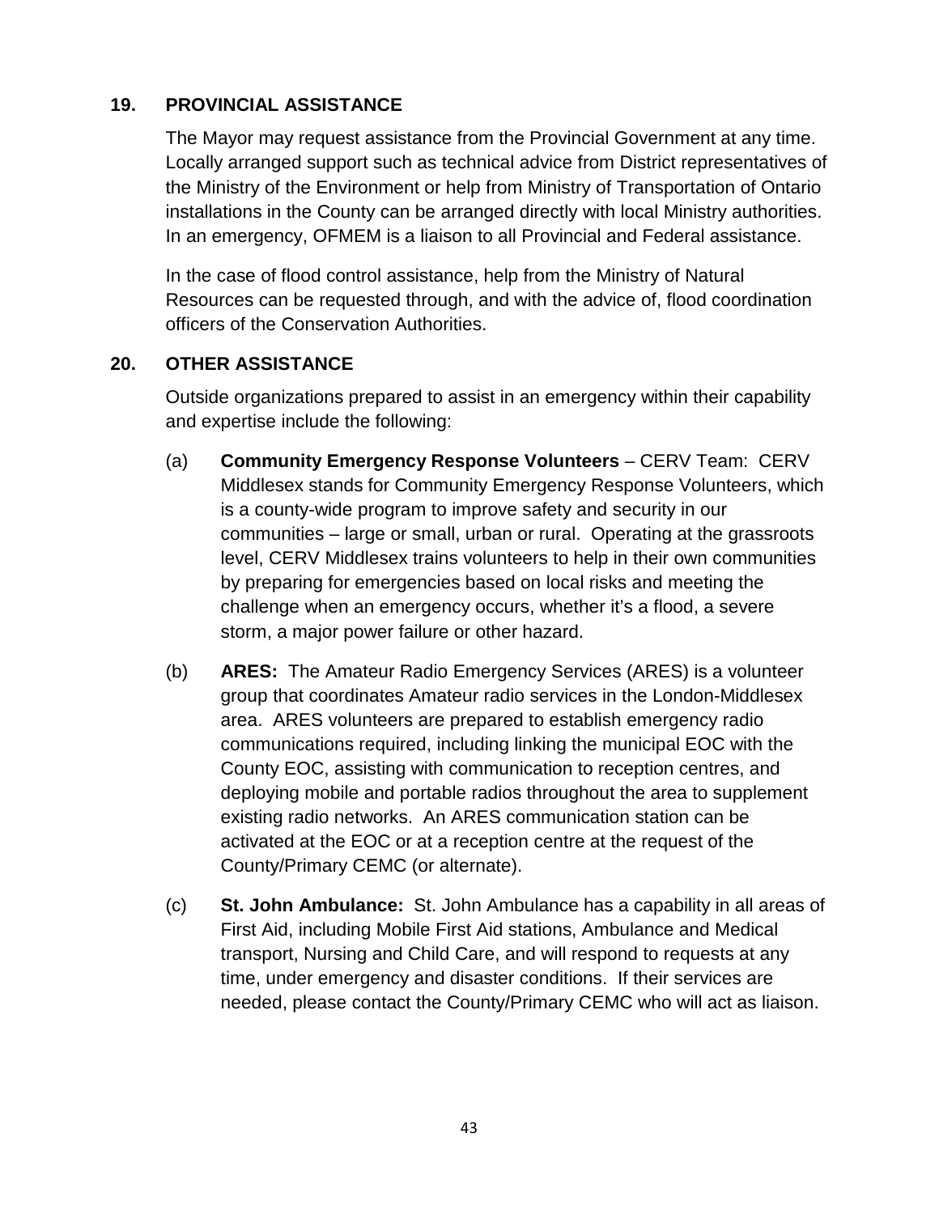## 19. PROVINCIAL ASSISTANCE

The Mayor may request assistance from the Provincial Government at any time. Locally arranged support such as technical advice from District representatives of the Ministry of the Environment or help from Ministry of Transportation of Ontario installations in the County can be arranged directly with local Ministry authorities. In an emergency, OFMEM is a liaison to all Provincial and Federal assistance.

In the case of flood control assistance, help from the Ministry of Natural Resources can be requested through, and with the advice of, flood coordination officers of the Conservation Authorities.

## 20. OTHER ASSISTANCE

Outside organizations prepared to assist in an emergency within their capability and expertise include the following:

(a) **Community Emergency Response Volunteers** – CERV Team: CERV Middlesex stands for Community Emergency Response Volunteers, which is a county-wide program to improve safety and security in our communities – large or small, urban or rural. Operating at the grassroots level, CERV Middlesex trains volunteers to help in their own communities by preparing for emergencies based on local risks and meeting the challenge when an emergency occurs, whether it's a flood, a severe storm, a major power failure or other hazard.

(b) **ARES:** The Amateur Radio Emergency Services (ARES) is a volunteer group that coordinates Amateur radio services in the London-Middlesex area. ARES volunteers are prepared to establish emergency radio communications required, including linking the municipal EOC with the County EOC, assisting with communication to reception centres, and deploying mobile and portable radios throughout the area to supplement existing radio networks. An ARES communication station can be activated at the EOC or at a reception centre at the request of the County/Primary CEMC (or alternate).

(c) **St. John Ambulance:** St. John Ambulance has a capability in all areas of First Aid, including Mobile First Aid stations, Ambulance and Medical transport, Nursing and Child Care, and will respond to requests at any time, under emergency and disaster conditions. If their services are needed, please contact the County/Primary CEMC who will act as liaison.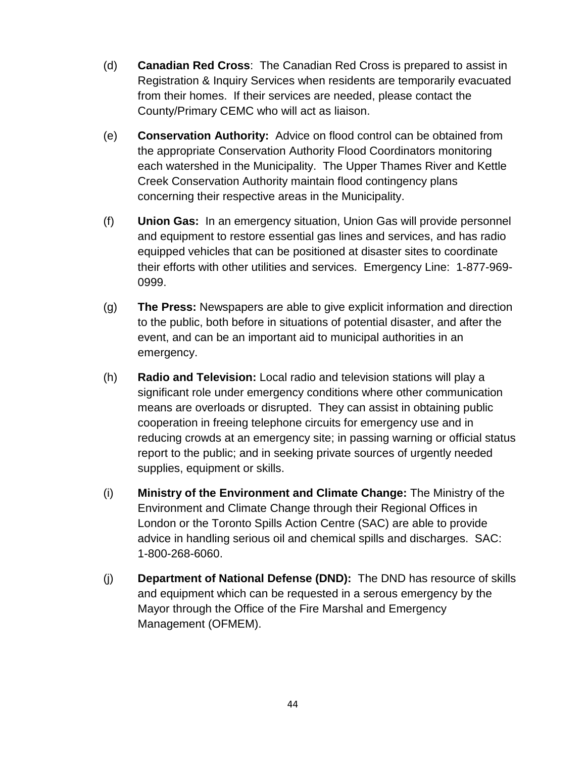(d) **Canadian Red Cross**: The Canadian Red Cross is prepared to assist in Registration & Inquiry Services when residents are temporarily evacuated from their homes. If their services are needed, please contact the County/Primary CEMC who will act as liaison.

(e) **Conservation Authority:** Advice on flood control can be obtained from the appropriate Conservation Authority Flood Coordinators monitoring each watershed in the Municipality. The Upper Thames River and Kettle Creek Conservation Authority maintain flood contingency plans concerning their respective areas in the Municipality.

(f) **Union Gas:** In an emergency situation, Union Gas will provide personnel and equipment to restore essential gas lines and services, and has radio equipped vehicles that can be positioned at disaster sites to coordinate their efforts with other utilities and services. Emergency Line: 1-877-969-0999.

(g) **The Press:** Newspapers are able to give explicit information and direction to the public, both before in situations of potential disaster, and after the event, and can be an important aid to municipal authorities in an emergency.

(h) **Radio and Television:** Local radio and television stations will play a significant role under emergency conditions where other communication means are overloads or disrupted. They can assist in obtaining public cooperation in freeing telephone circuits for emergency use and in reducing crowds at an emergency site; in passing warning or official status report to the public; and in seeking private sources of urgently needed supplies, equipment or skills.

(i) **Ministry of the Environment and Climate Change:** The Ministry of the Environment and Climate Change through their Regional Offices in London or the Toronto Spills Action Centre (SAC) are able to provide advice in handling serious oil and chemical spills and discharges. SAC: 1-800-268-6060.

(j) **Department of National Defense (DND):** The DND has resource of skills and equipment which can be requested in a serous emergency by the Mayor through the Office of the Fire Marshal and Emergency Management (OFMEM).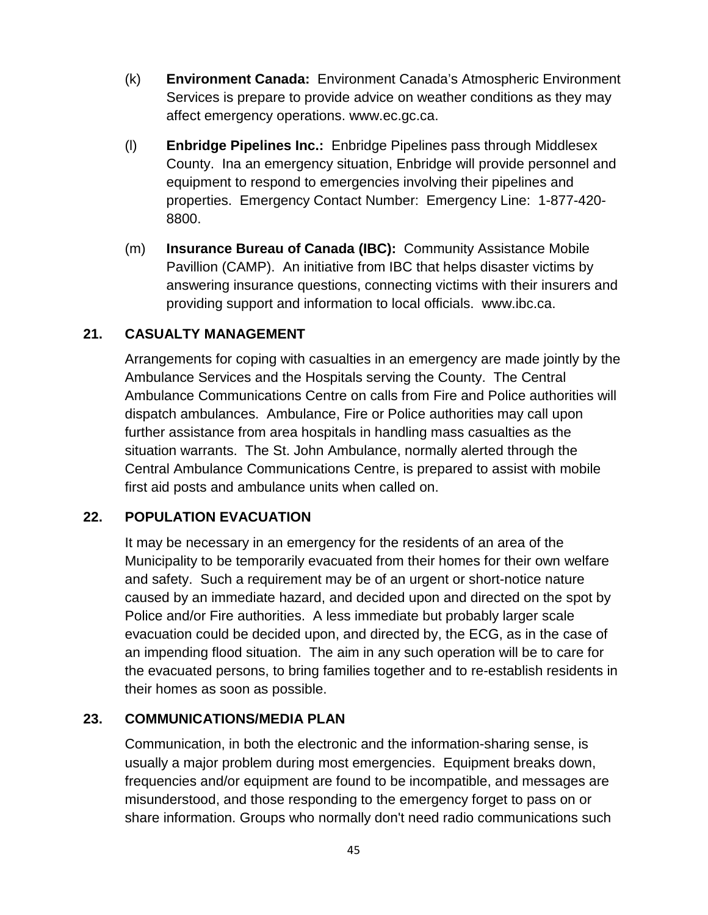(k) **Environment Canada:** Environment Canada's Atmospheric Environment Services is prepare to provide advice on weather conditions as they may affect emergency operations. www.ec.gc.ca.

(l) **Enbridge Pipelines Inc.:** Enbridge Pipelines pass through Middlesex County. Ina an emergency situation, Enbridge will provide personnel and equipment to respond to emergencies involving their pipelines and properties. Emergency Contact Number: Emergency Line: 1-877-420-8800.

(m) **Insurance Bureau of Canada (IBC):** Community Assistance Mobile Pavillion (CAMP). An initiative from IBC that helps disaster victims by answering insurance questions, connecting victims with their insurers and providing support and information to local officials. www.ibc.ca.

## 21. CASUALTY MANAGEMENT

Arrangements for coping with casualties in an emergency are made jointly by the Ambulance Services and the Hospitals serving the County. The Central Ambulance Communications Centre on calls from Fire and Police authorities will dispatch ambulances. Ambulance, Fire or Police authorities may call upon further assistance from area hospitals in handling mass casualties as the situation warrants. The St. John Ambulance, normally alerted through the Central Ambulance Communications Centre, is prepared to assist with mobile first aid posts and ambulance units when called on.

## 22. POPULATION EVACUATION

It may be necessary in an emergency for the residents of an area of the Municipality to be temporarily evacuated from their homes for their own welfare and safety. Such a requirement may be of an urgent or short-notice nature caused by an immediate hazard, and decided upon and directed on the spot by Police and/or Fire authorities. A less immediate but probably larger scale evacuation could be decided upon, and directed by, the ECG, as in the case of an impending flood situation. The aim in any such operation will be to care for the evacuated persons, to bring families together and to re-establish residents in their homes as soon as possible.

## 23. COMMUNICATIONS/MEDIA PLAN

Communication, in both the electronic and the information-sharing sense, is usually a major problem during most emergencies. Equipment breaks down, frequencies and/or equipment are found to be incompatible, and messages are misunderstood, and those responding to the emergency forget to pass on or share information. Groups who normally don't need radio communications such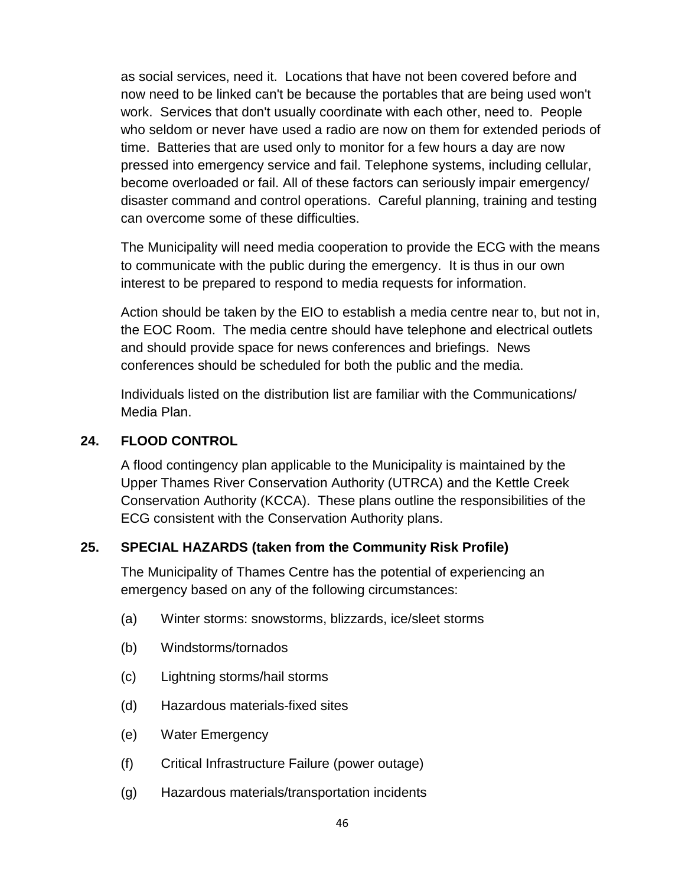as social services, need it. Locations that have not been covered before and now need to be linked can't be because the portables that are being used won't work. Services that don't usually coordinate with each other, need to. People who seldom or never have used a radio are now on them for extended periods of time. Batteries that are used only to monitor for a few hours a day are now pressed into emergency service and fail. Telephone systems, including cellular, become overloaded or fail. All of these factors can seriously impair emergency/ disaster command and control operations. Careful planning, training and testing can overcome some of these difficulties.

The Municipality will need media cooperation to provide the ECG with the means to communicate with the public during the emergency. It is thus in our own interest to be prepared to respond to media requests for information.

Action should be taken by the EIO to establish a media centre near to, but not in, the EOC Room. The media centre should have telephone and electrical outlets and should provide space for news conferences and briefings. News conferences should be scheduled for both the public and the media.

Individuals listed on the distribution list are familiar with the Communications/ Media Plan.

## 24. FLOOD CONTROL

A flood contingency plan applicable to the Municipality is maintained by the Upper Thames River Conservation Authority (UTRCA) and the Kettle Creek Conservation Authority (KCCA). These plans outline the responsibilities of the ECG consistent with the Conservation Authority plans.

## 25. SPECIAL HAZARDS (taken from the Community Risk Profile)

The Municipality of Thames Centre has the potential of experiencing an emergency based on any of the following circumstances:

(a) Winter storms: snowstorms, blizzards, ice/sleet storms

(b) Windstorms/tornados

(c) Lightning storms/hail storms

(d) Hazardous materials-fixed sites

(e) Water Emergency

(f) Critical Infrastructure Failure (power outage)

(g) Hazardous materials/transportation incidents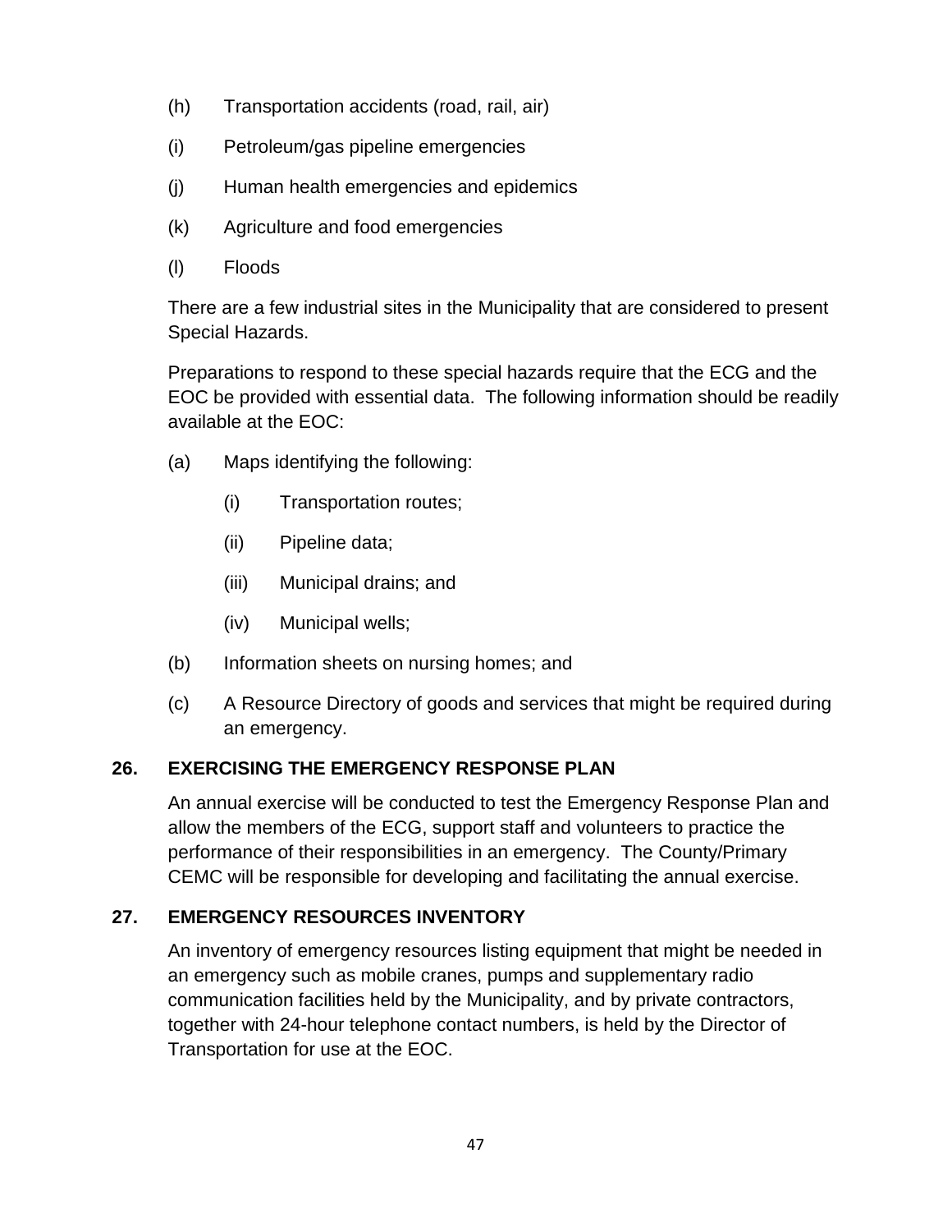(h) Transportation accidents (road, rail, air)

(i) Petroleum/gas pipeline emergencies

(j) Human health emergencies and epidemics

(k) Agriculture and food emergencies

(l) Floods

There are a few industrial sites in the Municipality that are considered to present Special Hazards.

Preparations to respond to these special hazards require that the ECG and the EOC be provided with essential data. The following information should be readily available at the EOC:

(a) Maps identifying the following:

  (i) Transportation routes;

  (ii) Pipeline data;

  (iii) Municipal drains; and

  (iv) Municipal wells;

(b) Information sheets on nursing homes; and

(c) A Resource Directory of goods and services that might be required during an emergency.

## 26. EXERCISING THE EMERGENCY RESPONSE PLAN

An annual exercise will be conducted to test the Emergency Response Plan and allow the members of the ECG, support staff and volunteers to practice the performance of their responsibilities in an emergency. The County/Primary CEMC will be responsible for developing and facilitating the annual exercise.

## 27. EMERGENCY RESOURCES INVENTORY

An inventory of emergency resources listing equipment that might be needed in an emergency such as mobile cranes, pumps and supplementary radio communication facilities held by the Municipality, and by private contractors, together with 24-hour telephone contact numbers, is held by the Director of Transportation for use at the EOC.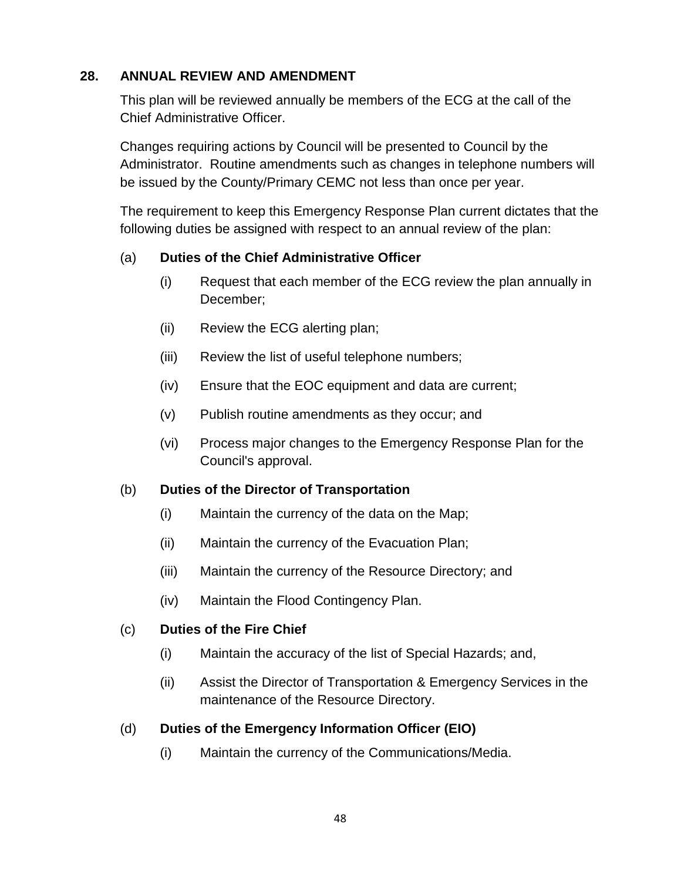## 28. ANNUAL REVIEW AND AMENDMENT

This plan will be reviewed annually be members of the ECG at the call of the Chief Administrative Officer.

Changes requiring actions by Council will be presented to Council by the Administrator. Routine amendments such as changes in telephone numbers will be issued by the County/Primary CEMC not less than once per year.

The requirement to keep this Emergency Response Plan current dictates that the following duties be assigned with respect to an annual review of the plan:

(a) **Duties of the Chief Administrative Officer**

- (i) Request that each member of the ECG review the plan annually in December;
- (ii) Review the ECG alerting plan;
- (iii) Review the list of useful telephone numbers;
- (iv) Ensure that the EOC equipment and data are current;
- (v) Publish routine amendments as they occur; and
- (vi) Process major changes to the Emergency Response Plan for the Council's approval.

(b) **Duties of the Director of Transportation**

- (i) Maintain the currency of the data on the Map;
- (ii) Maintain the currency of the Evacuation Plan;
- (iii) Maintain the currency of the Resource Directory; and
- (iv) Maintain the Flood Contingency Plan.

(c) **Duties of the Fire Chief**

- (i) Maintain the accuracy of the list of Special Hazards; and,
- (ii) Assist the Director of Transportation & Emergency Services in the maintenance of the Resource Directory.

(d) **Duties of the Emergency Information Officer (EIO)**

- (i) Maintain the currency of the Communications/Media.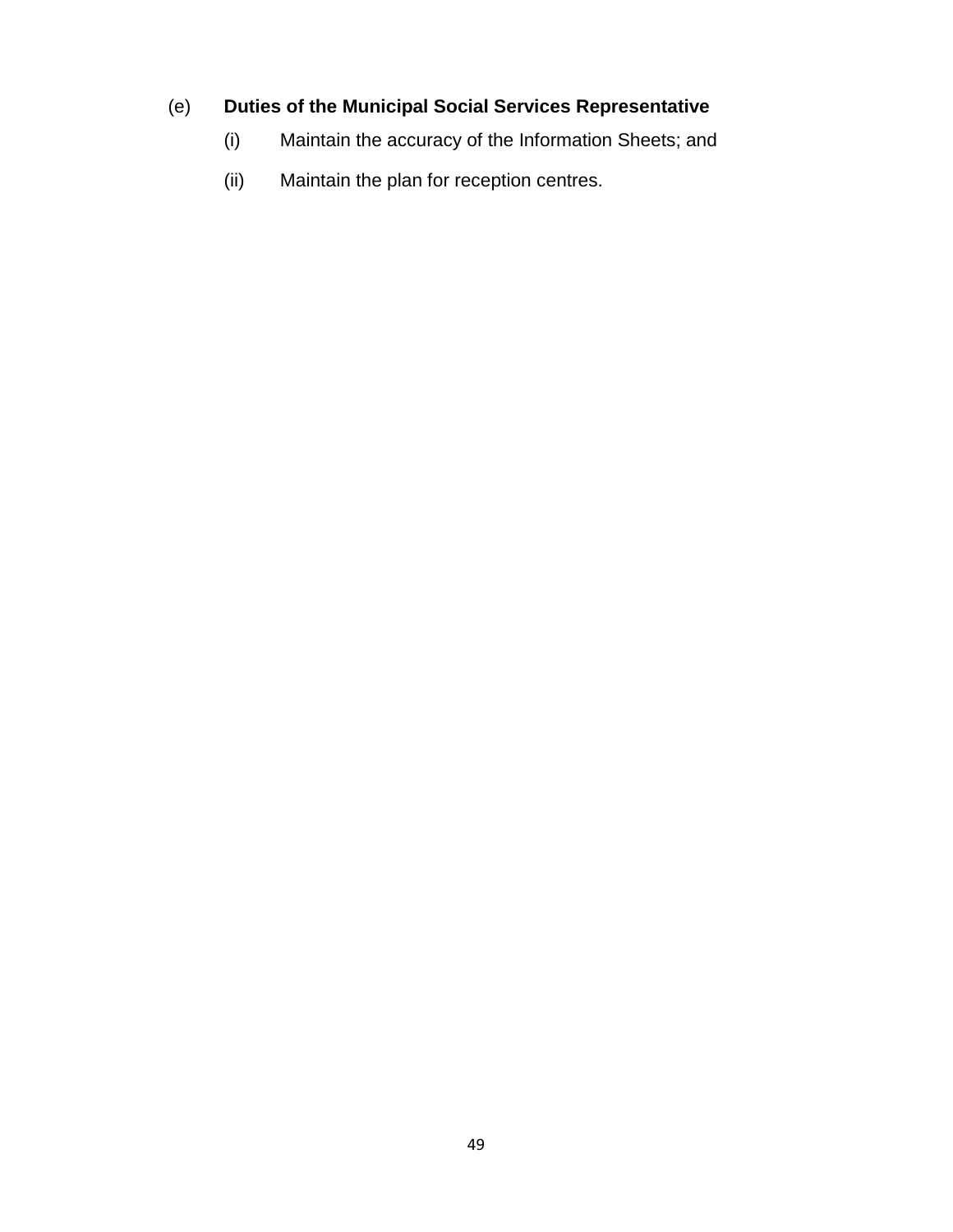(e) **Duties of the Municipal Social Services Representative**

(i) Maintain the accuracy of the Information Sheets; and

(ii) Maintain the plan for reception centres.